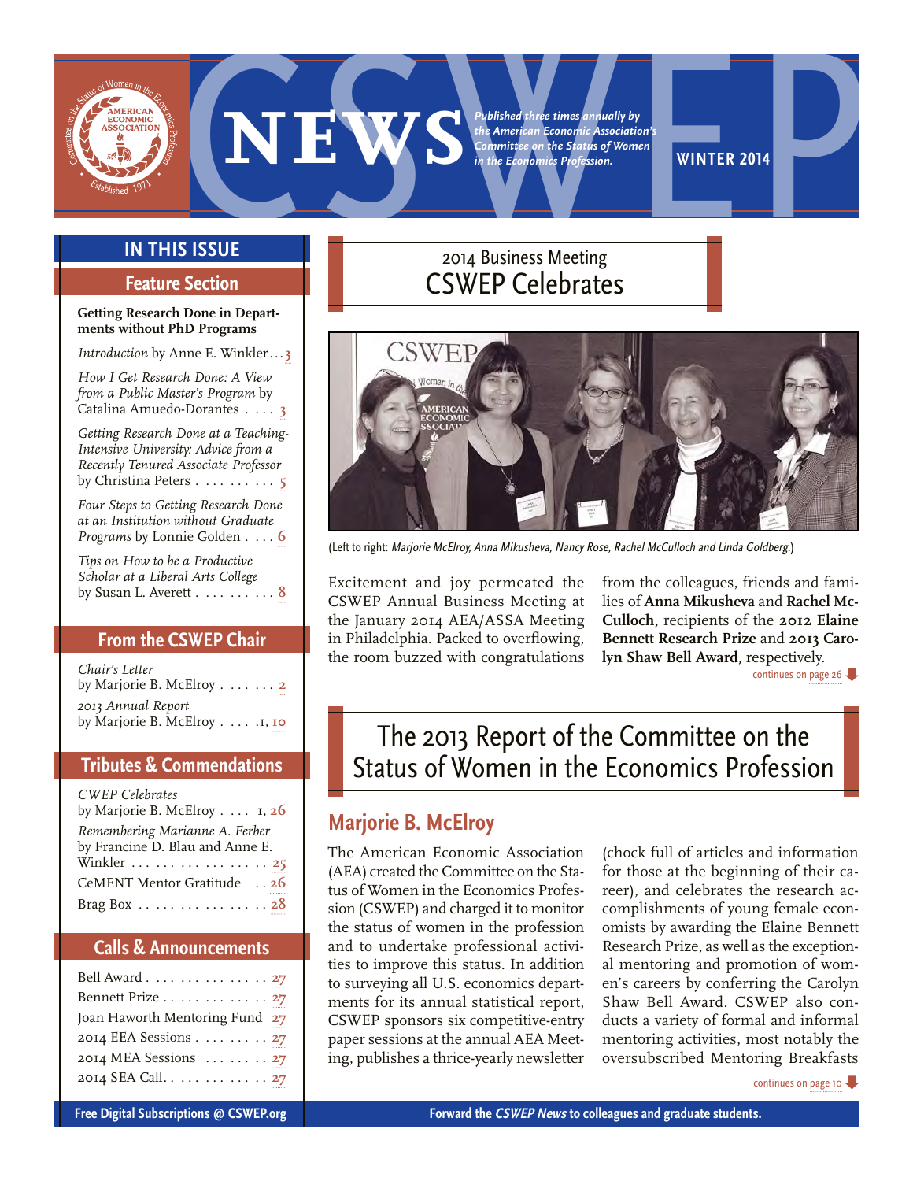# CSWEP NEWS

*Published three times annually by the American Economic Association's Committee on the Status of Women in the Economics Profession.*

**WINTER 2014**

## IN THIS ISSUE

### Feature Section

**Getting Research Done in Departments without PhD Programs**

*Introduction* by Anne E. Winkler . . . 3

*How I Get Research Done: A View from a Public Master's Program* by Catalina Amuedo-Dorantes . . . . 3

*Getting Research Done at a Teaching-Intensive University: Advice from a Recently Tenured Associate Professor* by Christina Peters . . . . . . . . . 5

*Four Steps to Getting Research Done at an Institution without Graduate Programs* by Lonnie Golden . . . . 6

*Tips on How to be a Productive Scholar at a Liberal Arts College* by Susan L. Averett . . . . . . . . . 8

### From the CSWEP Chair

*Chair's Letter* by Marjorie B. McElroy . . . . . . 2

*2013 Annual Report* by Marjorie B. McElroy . . . . 1, 10

### Tributes & Commendations

*CWEP Celebrates* by Marjorie B. McElroy . . . . 1, 26

*Remembering Marianne A. Ferber* by Francine D. Blau and Anne E. Winkler . . . . . . . . . . . . . . . 25

CeMENT Mentor Gratitude . . 26

Brag Box . . . . . . . . . . . . . . 28

### Calls & Announcements

Bell Award . . . . . . . . . . . . . 27

Bennett Prize . . . . . . . . . . . 27

Joan Haworth Mentoring Fund 27

2014 EEA Sessions . . . . . . . . 27

2014 MEA Sessions . . . . . . . . 27

2014 SEA Call. . . . . . . . . . . . 27

## 2014 Business Meeting
## CSWEP Celebrates

(Left to right: *Marjorie McElroy, Anna Mikusheva, Nancy Rose, Rachel McCulloch and Linda Goldberg.*)

Excitement and joy permeated the CSWEP Annual Business Meeting at the January 2014 AEA/ASSA Meeting in Philadelphia. Packed to overflowing, the room buzzed with congratulations from the colleagues, friends and families of **Anna Mikusheva** and **Rachel McCulloch**, recipients of the **2012 Elaine Bennett Research Prize** and **2013 Carolyn Shaw Bell Award,** respectively.

continues on page 26

## The 2013 Report of the Committee on the Status of Women in the Economics Profession

### Marjorie B. McElroy

The American Economic Association (AEA) created the Committee on the Status of Women in the Economics Profession (CSWEP) and charged it to monitor the status of women in the profession and to undertake professional activities to improve this status. In addition to surveying all U.S. economics departments for its annual statistical report, CSWEP sponsors six competitive-entry paper sessions at the annual AEA Meeting, publishes a thrice-yearly newsletter (chock full of articles and information for those at the beginning of their career), and celebrates the research accomplishments of young female economists by awarding the Elaine Bennett Research Prize, as well as the exceptional mentoring and promotion of women's careers by conferring the Carolyn Shaw Bell Award. CSWEP also conducts a variety of formal and informal mentoring activities, most notably the oversubscribed Mentoring Breakfasts

continues on page 10

Free Digital Subscriptions @ CSWEP.org

Forward the *CSWEP News* to colleagues and graduate students.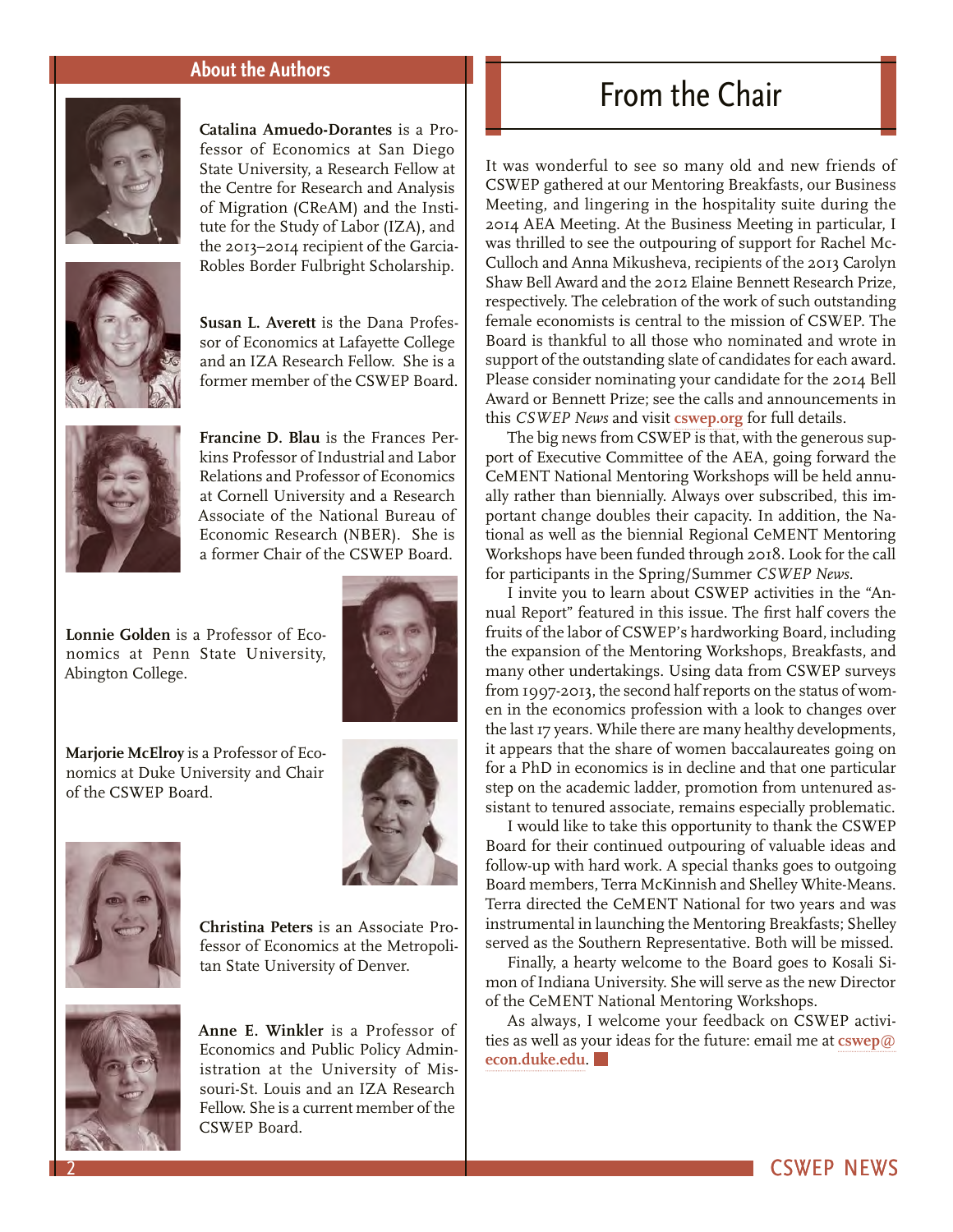## About the Authors

**Catalina Amuedo-Dorantes** is a Professor of Economics at San Diego State University, a Research Fellow at the Centre for Research and Analysis of Migration (CReAM) and the Institute for the Study of Labor (IZA), and the 2013–2014 recipient of the Garcia-Robles Border Fulbright Scholarship.

**Susan L. Averett** is the Dana Professor of Economics at Lafayette College and an IZA Research Fellow. She is a former member of the CSWEP Board.

**Francine D. Blau** is the Frances Perkins Professor of Industrial and Labor Relations and Professor of Economics at Cornell University and a Research Associate of the National Bureau of Economic Research (NBER). She is a former Chair of the CSWEP Board.

**Lonnie Golden** is a Professor of Economics at Penn State University, Abington College.

**Marjorie McElroy** is a Professor of Economics at Duke University and Chair of the CSWEP Board.

**Christina Peters** is an Associate Professor of Economics at the Metropolitan State University of Denver.

**Anne E. Winkler** is a Professor of Economics and Public Policy Administration at the University of Missouri-St. Louis and an IZA Research Fellow. She is a current member of the CSWEP Board.

# From the Chair

It was wonderful to see so many old and new friends of CSWEP gathered at our Mentoring Breakfasts, our Business Meeting, and lingering in the hospitality suite during the 2014 AEA Meeting. At the Business Meeting in particular, I was thrilled to see the outpouring of support for Rachel McCulloch and Anna Mikusheva, recipients of the 2013 Carolyn Shaw Bell Award and the 2012 Elaine Bennett Research Prize, respectively. The celebration of the work of such outstanding female economists is central to the mission of CSWEP. The Board is thankful to all those who nominated and wrote in support of the outstanding slate of candidates for each award. Please consider nominating your candidate for the 2014 Bell Award or Bennett Prize; see the calls and announcements in this *CSWEP News* and visit **cswep.org** for full details.

The big news from CSWEP is that, with the generous support of Executive Committee of the AEA, going forward the CeMENT National Mentoring Workshops will be held annually rather than biennially. Always over subscribed, this important change doubles their capacity. In addition, the National as well as the biennial Regional CeMENT Mentoring Workshops have been funded through 2018. Look for the call for participants in the Spring/Summer *CSWEP News*.

I invite you to learn about CSWEP activities in the "Annual Report" featured in this issue. The first half covers the fruits of the labor of CSWEP's hardworking Board, including the expansion of the Mentoring Workshops, Breakfasts, and many other undertakings. Using data from CSWEP surveys from 1997-2013, the second half reports on the status of women in the economics profession with a look to changes over the last 17 years. While there are many healthy developments, it appears that the share of women baccalaureates going on for a PhD in economics is in decline and that one particular step on the academic ladder, promotion from untenured assistant to tenured associate, remains especially problematic.

I would like to take this opportunity to thank the CSWEP Board for their continued outpouring of valuable ideas and follow-up with hard work. A special thanks goes to outgoing Board members, Terra McKinnish and Shelley White-Means. Terra directed the CeMENT National for two years and was instrumental in launching the Mentoring Breakfasts; Shelley served as the Southern Representative. Both will be missed.

Finally, a hearty welcome to the Board goes to Kosali Simon of Indiana University. She will serve as the new Director of the CeMENT National Mentoring Workshops.

As always, I welcome your feedback on CSWEP activities as well as your ideas for the future: email me at **cswep@econ.duke.edu**.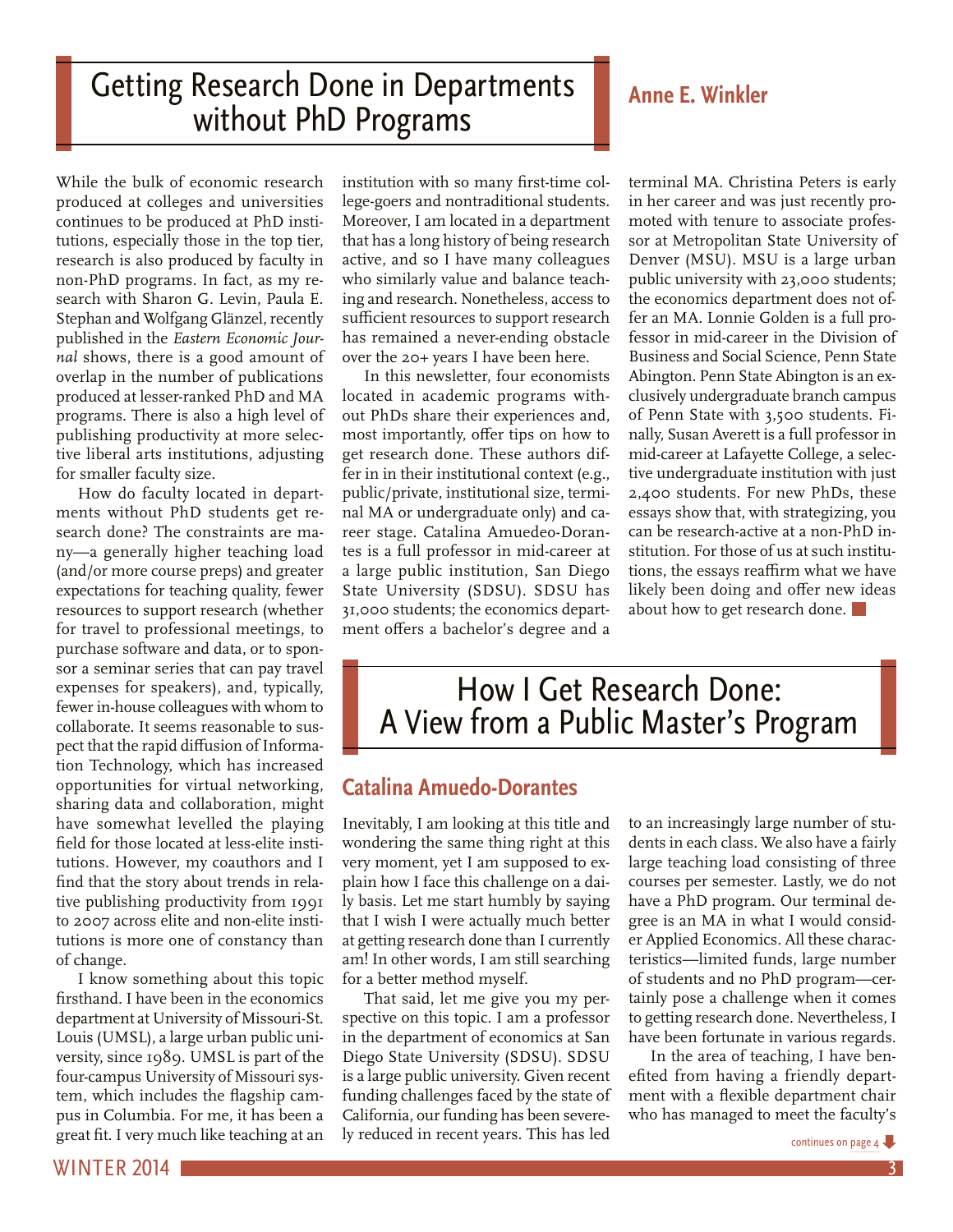# Getting Research Done in Departments without PhD Programs

## Anne E. Winkler

While the bulk of economic research produced at colleges and universities continues to be produced at PhD institutions, especially those in the top tier, research is also produced by faculty in non-PhD programs. In fact, as my research with Sharon G. Levin, Paula E. Stephan and Wolfgang Glänzel, recently published in the *Eastern Economic Journal* shows, there is a good amount of overlap in the number of publications produced at lesser-ranked PhD and MA programs. There is also a high level of publishing productivity at more selective liberal arts institutions, adjusting for smaller faculty size.

How do faculty located in departments without PhD students get research done? The constraints are many—a generally higher teaching load (and/or more course preps) and greater expectations for teaching quality, fewer resources to support research (whether for travel to professional meetings, to purchase software and data, or to sponsor a seminar series that can pay travel expenses for speakers), and, typically, fewer in-house colleagues with whom to collaborate. It seems reasonable to suspect that the rapid diffusion of Information Technology, which has increased opportunities for virtual networking, sharing data and collaboration, might have somewhat levelled the playing field for those located at less-elite institutions. However, my coauthors and I find that the story about trends in relative publishing productivity from 1991 to 2007 across elite and non-elite institutions is more one of constancy than of change.

I know something about this topic firsthand. I have been in the economics department at University of Missouri-St. Louis (UMSL), a large urban public university, since 1989. UMSL is part of the four-campus University of Missouri system, which includes the flagship campus in Columbia. For me, it has been a great fit. I very much like teaching at an institution with so many first-time college-goers and nontraditional students. Moreover, I am located in a department that has a long history of being research active, and so I have many colleagues who similarly value and balance teaching and research. Nonetheless, access to sufficient resources to support research has remained a never-ending obstacle over the 20+ years I have been here.

In this newsletter, four economists located in academic programs without PhDs share their experiences and, most importantly, offer tips on how to get research done. These authors differ in in their institutional context (e.g., public/private, institutional size, terminal MA or undergraduate only) and career stage. Catalina Amuedeo-Dorantes is a full professor in mid-career at a large public institution, San Diego State University (SDSU). SDSU has 31,000 students; the economics department offers a bachelor's degree and a terminal MA. Christina Peters is early in her career and was just recently promoted with tenure to associate professor at Metropolitan State University of Denver (MSU). MSU is a large urban public university with 23,000 students; the economics department does not offer an MA. Lonnie Golden is a full professor in mid-career in the Division of Business and Social Science, Penn State Abington. Penn State Abington is an exclusively undergraduate branch campus of Penn State with 3,500 students. Finally, Susan Averett is a full professor in mid-career at Lafayette College, a selective undergraduate institution with just 2,400 students. For new PhDs, these essays show that, with strategizing, you can be research-active at a non-PhD institution. For those of us at such institutions, the essays reaffirm what we have likely been doing and offer new ideas about how to get research done.

# How I Get Research Done: A View from a Public Master's Program

## Catalina Amuedo-Dorantes

Inevitably, I am looking at this title and wondering the same thing right at this very moment, yet I am supposed to explain how I face this challenge on a daily basis. Let me start humbly by saying that I wish I were actually much better at getting research done than I currently am! In other words, I am still searching for a better method myself.

That said, let me give you my perspective on this topic. I am a professor in the department of economics at San Diego State University (SDSU). SDSU is a large public university. Given recent funding challenges faced by the state of California, our funding has been severely reduced in recent years. This has led to an increasingly large number of students in each class. We also have a fairly large teaching load consisting of three courses per semester. Lastly, we do not have a PhD program. Our terminal degree is an MA in what I would consider Applied Economics. All these characteristics—limited funds, large number of students and no PhD program—certainly pose a challenge when it comes to getting research done. Nevertheless, I have been fortunate in various regards.

In the area of teaching, I have benefited from having a friendly department with a flexible department chair who has managed to meet the faculty's

continues on page 4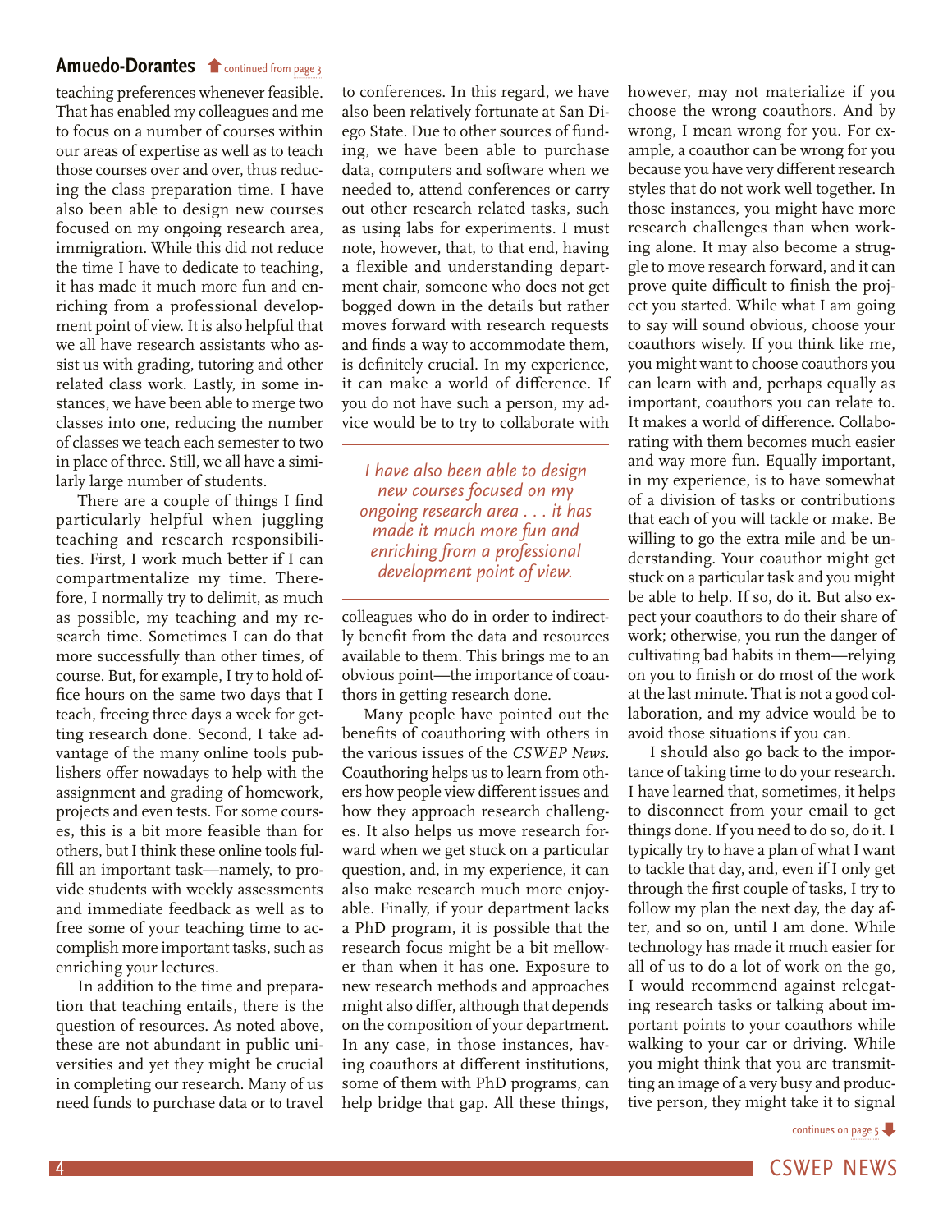## Amuedo-Dorantes continued from page 3

teaching preferences whenever feasible. That has enabled my colleagues and me to focus on a number of courses within our areas of expertise as well as to teach those courses over and over, thus reducing the class preparation time. I have also been able to design new courses focused on my ongoing research area, immigration. While this did not reduce the time I have to dedicate to teaching, it has made it much more fun and enriching from a professional development point of view. It is also helpful that we all have research assistants who assist us with grading, tutoring and other related class work. Lastly, in some instances, we have been able to merge two classes into one, reducing the number of classes we teach each semester to two in place of three. Still, we all have a similarly large number of students.

There are a couple of things I find particularly helpful when juggling teaching and research responsibilities. First, I work much better if I can compartmentalize my time. Therefore, I normally try to delimit, as much as possible, my teaching and my research time. Sometimes I can do that more successfully than other times, of course. But, for example, I try to hold office hours on the same two days that I teach, freeing three days a week for getting research done. Second, I take advantage of the many online tools publishers offer nowadays to help with the assignment and grading of homework, projects and even tests. For some courses, this is a bit more feasible than for others, but I think these online tools fulfill an important task—namely, to provide students with weekly assessments and immediate feedback as well as to free some of your teaching time to accomplish more important tasks, such as enriching your lectures.

In addition to the time and preparation that teaching entails, there is the question of resources. As noted above, these are not abundant in public universities and yet they might be crucial in completing our research. Many of us need funds to purchase data or to travel to conferences. In this regard, we have also been relatively fortunate at San Diego State. Due to other sources of funding, we have been able to purchase data, computers and software when we needed to, attend conferences or carry out other research related tasks, such as using labs for experiments. I must note, however, that, to that end, having a flexible and understanding department chair, someone who does not get bogged down in the details but rather moves forward with research requests and finds a way to accommodate them, is definitely crucial. In my experience, it can make a world of difference. If you do not have such a person, my advice would be to try to collaborate with colleagues who do in order to indirectly benefit from the data and resources available to them. This brings me to an obvious point—the importance of coauthors in getting research done.

> *I have also been able to design new courses focused on my ongoing research area . . . it has made it much more fun and enriching from a professional development point of view.*

Many people have pointed out the benefits of coauthoring with others in the various issues of the *CSWEP News*. Coauthoring helps us to learn from others how people view different issues and how they approach research challenges. It also helps us move research forward when we get stuck on a particular question, and, in my experience, it can also make research much more enjoyable. Finally, if your department lacks a PhD program, it is possible that the research focus might be a bit mellower than when it has one. Exposure to new research methods and approaches might also differ, although that depends on the composition of your department. In any case, in those instances, having coauthors at different institutions, some of them with PhD programs, can help bridge that gap. All these things, however, may not materialize if you choose the wrong coauthors. And by wrong, I mean wrong for you. For example, a coauthor can be wrong for you because you have very different research styles that do not work well together. In those instances, you might have more research challenges than when working alone. It may also become a struggle to move research forward, and it can prove quite difficult to finish the project you started. While what I am going to say will sound obvious, choose your coauthors wisely. If you think like me, you might want to choose coauthors you can learn with and, perhaps equally as important, coauthors you can relate to. It makes a world of difference. Collaborating with them becomes much easier and way more fun. Equally important, in my experience, is to have somewhat of a division of tasks or contributions that each of you will tackle or make. Be willing to go the extra mile and be understanding. Your coauthor might get stuck on a particular task and you might be able to help. If so, do it. But also expect your coauthors to do their share of work; otherwise, you run the danger of cultivating bad habits in them—relying on you to finish or do most of the work at the last minute. That is not a good collaboration, and my advice would be to avoid those situations if you can.

I should also go back to the importance of taking time to do your research. I have learned that, sometimes, it helps to disconnect from your email to get things done. If you need to do so, do it. I typically try to have a plan of what I want to tackle that day, and, even if I only get through the first couple of tasks, I try to follow my plan the next day, the day after, and so on, until I am done. While technology has made it much easier for all of us to do a lot of work on the go, I would recommend against relegating research tasks or talking about important points to your coauthors while walking to your car or driving. While you might think that you are transmitting an image of a very busy and productive person, they might take it to signal

continues on page 5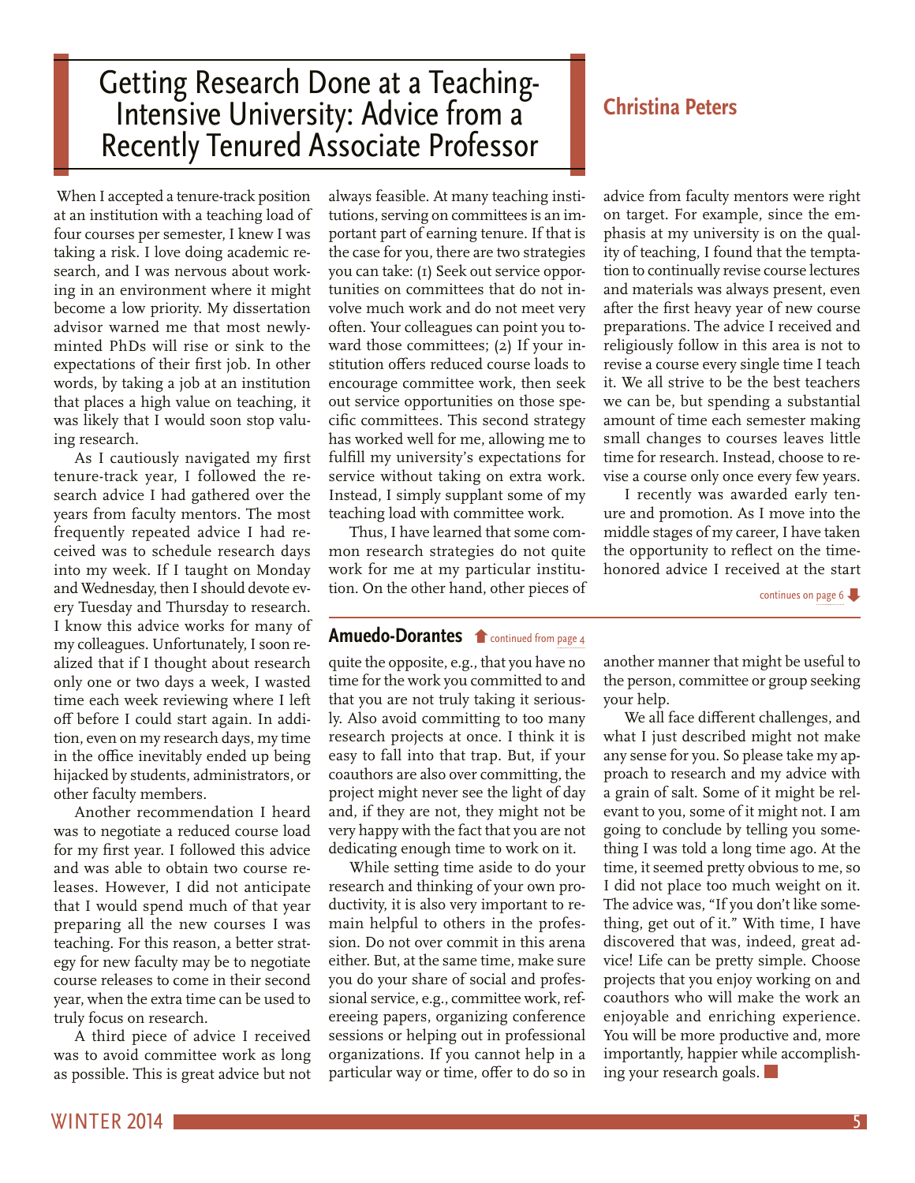# Getting Research Done at a Teaching-Intensive University: Advice from a Recently Tenured Associate Professor

## Christina Peters

When I accepted a tenure-track position at an institution with a teaching load of four courses per semester, I knew I was taking a risk. I love doing academic research, and I was nervous about working in an environment where it might become a low priority. My dissertation advisor warned me that most newly-minted PhDs will rise or sink to the expectations of their first job. In other words, by taking a job at an institution that places a high value on teaching, it was likely that I would soon stop valuing research.

As I cautiously navigated my first tenure-track year, I followed the research advice I had gathered over the years from faculty mentors. The most frequently repeated advice I had received was to schedule research days into my week. If I taught on Monday and Wednesday, then I should devote every Tuesday and Thursday to research. I know this advice works for many of my colleagues. Unfortunately, I soon realized that if I thought about research only one or two days a week, I wasted time each week reviewing where I left off before I could start again. In addition, even on my research days, my time in the office inevitably ended up being hijacked by students, administrators, or other faculty members.

Another recommendation I heard was to negotiate a reduced course load for my first year. I followed this advice and was able to obtain two course releases. However, I did not anticipate that I would spend much of that year preparing all the new courses I was teaching. For this reason, a better strategy for new faculty may be to negotiate course releases to come in their second year, when the extra time can be used to truly focus on research.

A third piece of advice I received was to avoid committee work as long as possible. This is great advice but not always feasible. At many teaching institutions, serving on committees is an important part of earning tenure. If that is the case for you, there are two strategies you can take: (1) Seek out service opportunities on committees that do not involve much work and do not meet very often. Your colleagues can point you toward those committees; (2) If your institution offers reduced course loads to encourage committee work, then seek out service opportunities on those specific committees. This second strategy has worked well for me, allowing me to fulfill my university's expectations for service without taking on extra work. Instead, I simply supplant some of my teaching load with committee work.

Thus, I have learned that some common research strategies do not quite work for me at my particular institution. On the other hand, other pieces of advice from faculty mentors were right on target. For example, since the emphasis at my university is on the quality of teaching, I found that the temptation to continually revise course lectures and materials was always present, even after the first heavy year of new course preparations. The advice I received and religiously follow in this area is not to revise a course every single time I teach it. We all strive to be the best teachers we can be, but spending a substantial amount of time each semester making small changes to courses leaves little time for research. Instead, choose to revise a course only once every few years.

I recently was awarded early tenure and promotion. As I move into the middle stages of my career, I have taken the opportunity to reflect on the time-honored advice I received at the start

continues on page 6

## Amuedo-Dorantes

continued from page 4

quite the opposite, e.g., that you have no time for the work you committed to and that you are not truly taking it seriously. Also avoid committing to too many research projects at once. I think it is easy to fall into that trap. But, if your coauthors are also over committing, the project might never see the light of day and, if they are not, they might not be very happy with the fact that you are not dedicating enough time to work on it.

While setting time aside to do your research and thinking of your own productivity, it is also very important to remain helpful to others in the profession. Do not over commit in this arena either. But, at the same time, make sure you do your share of social and professional service, e.g., committee work, refereeing papers, organizing conference sessions or helping out in professional organizations. If you cannot help in a particular way or time, offer to do so in another manner that might be useful to the person, committee or group seeking your help.

We all face different challenges, and what I just described might not make any sense for you. So please take my approach to research and my advice with a grain of salt. Some of it might be relevant to you, some of it might not. I am going to conclude by telling you something I was told a long time ago. At the time, it seemed pretty obvious to me, so I did not place too much weight on it. The advice was, "If you don't like something, get out of it." With time, I have discovered that was, indeed, great advice! Life can be pretty simple. Choose projects that you enjoy working on and coauthors who will make the work an enjoyable and enriching experience. You will be more productive and, more importantly, happier while accomplishing your research goals.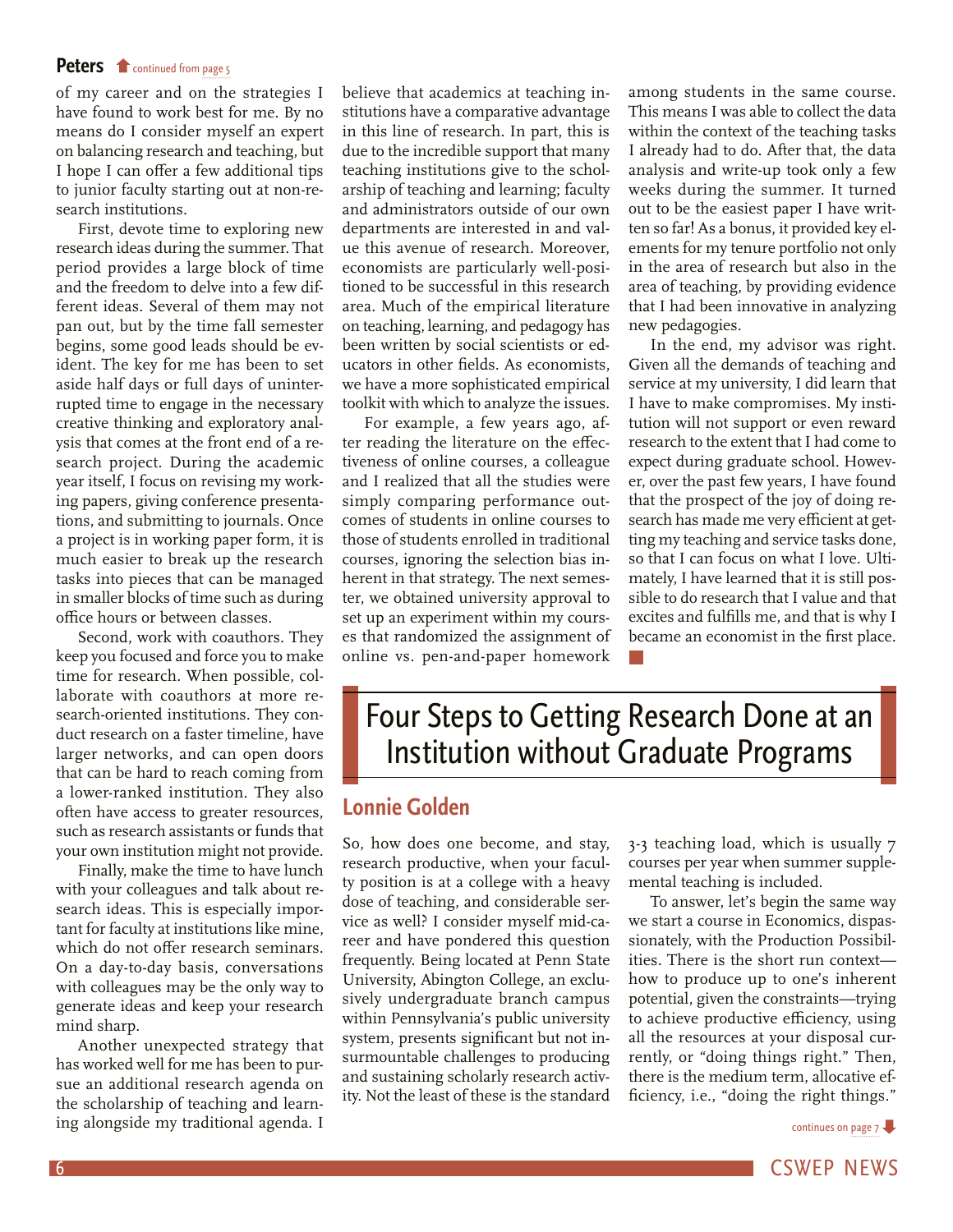**Peters** continued from page 5

of my career and on the strategies I have found to work best for me. By no means do I consider myself an expert on balancing research and teaching, but I hope I can offer a few additional tips to junior faculty starting out at non-research institutions.

First, devote time to exploring new research ideas during the summer. That period provides a large block of time and the freedom to delve into a few different ideas. Several of them may not pan out, but by the time fall semester begins, some good leads should be evident. The key for me has been to set aside half days or full days of uninterrupted time to engage in the necessary creative thinking and exploratory analysis that comes at the front end of a research project. During the academic year itself, I focus on revising my working papers, giving conference presentations, and submitting to journals. Once a project is in working paper form, it is much easier to break up the research tasks into pieces that can be managed in smaller blocks of time such as during office hours or between classes.

Second, work with coauthors. They keep you focused and force you to make time for research. When possible, collaborate with coauthors at more research-oriented institutions. They conduct research on a faster timeline, have larger networks, and can open doors that can be hard to reach coming from a lower-ranked institution. They also often have access to greater resources, such as research assistants or funds that your own institution might not provide.

Finally, make the time to have lunch with your colleagues and talk about research ideas. This is especially important for faculty at institutions like mine, which do not offer research seminars. On a day-to-day basis, conversations with colleagues may be the only way to generate ideas and keep your research mind sharp.

Another unexpected strategy that has worked well for me has been to pursue an additional research agenda on the scholarship of teaching and learning alongside my traditional agenda. I believe that academics at teaching institutions have a comparative advantage in this line of research. In part, this is due to the incredible support that many teaching institutions give to the scholarship of teaching and learning; faculty and administrators outside of our own departments are interested in and value this avenue of research. Moreover, economists are particularly well-positioned to be successful in this research area. Much of the empirical literature on teaching, learning, and pedagogy has been written by social scientists or educators in other fields. As economists, we have a more sophisticated empirical toolkit with which to analyze the issues.

For example, a few years ago, after reading the literature on the effectiveness of online courses, a colleague and I realized that all the studies were simply comparing performance outcomes of students in online courses to those of students enrolled in traditional courses, ignoring the selection bias inherent in that strategy. The next semester, we obtained university approval to set up an experiment within my courses that randomized the assignment of online vs. pen-and-paper homework among students in the same course. This means I was able to collect the data within the context of the teaching tasks I already had to do. After that, the data analysis and write-up took only a few weeks during the summer. It turned out to be the easiest paper I have written so far! As a bonus, it provided key elements for my tenure portfolio not only in the area of research but also in the area of teaching, by providing evidence that I had been innovative in analyzing new pedagogies.

In the end, my advisor was right. Given all the demands of teaching and service at my university, I did learn that I have to make compromises. My institution will not support or even reward research to the extent that I had come to expect during graduate school. However, over the past few years, I have found that the prospect of the joy of doing research has made me very efficient at getting my teaching and service tasks done, so that I can focus on what I love. Ultimately, I have learned that it is still possible to do research that I value and that excites and fulfills me, and that is why I became an economist in the first place.

# Four Steps to Getting Research Done at an Institution without Graduate Programs

## Lonnie Golden

So, how does one become, and stay, research productive, when your faculty position is at a college with a heavy dose of teaching, and considerable service as well? I consider myself mid-career and have pondered this question frequently. Being located at Penn State University, Abington College, an exclusively undergraduate branch campus within Pennsylvania's public university system, presents significant but not insurmountable challenges to producing and sustaining scholarly research activity. Not the least of these is the standard 3-3 teaching load, which is usually 7 courses per year when summer supplemental teaching is included.

To answer, let's begin the same way we start a course in Economics, dispassionately, with the Production Possibilities. There is the short run context—how to produce up to one's inherent potential, given the constraints—trying to achieve productive efficiency, using all the resources at your disposal currently, or "doing things right." Then, there is the medium term, allocative efficiency, i.e., "doing the right things."

continues on page 7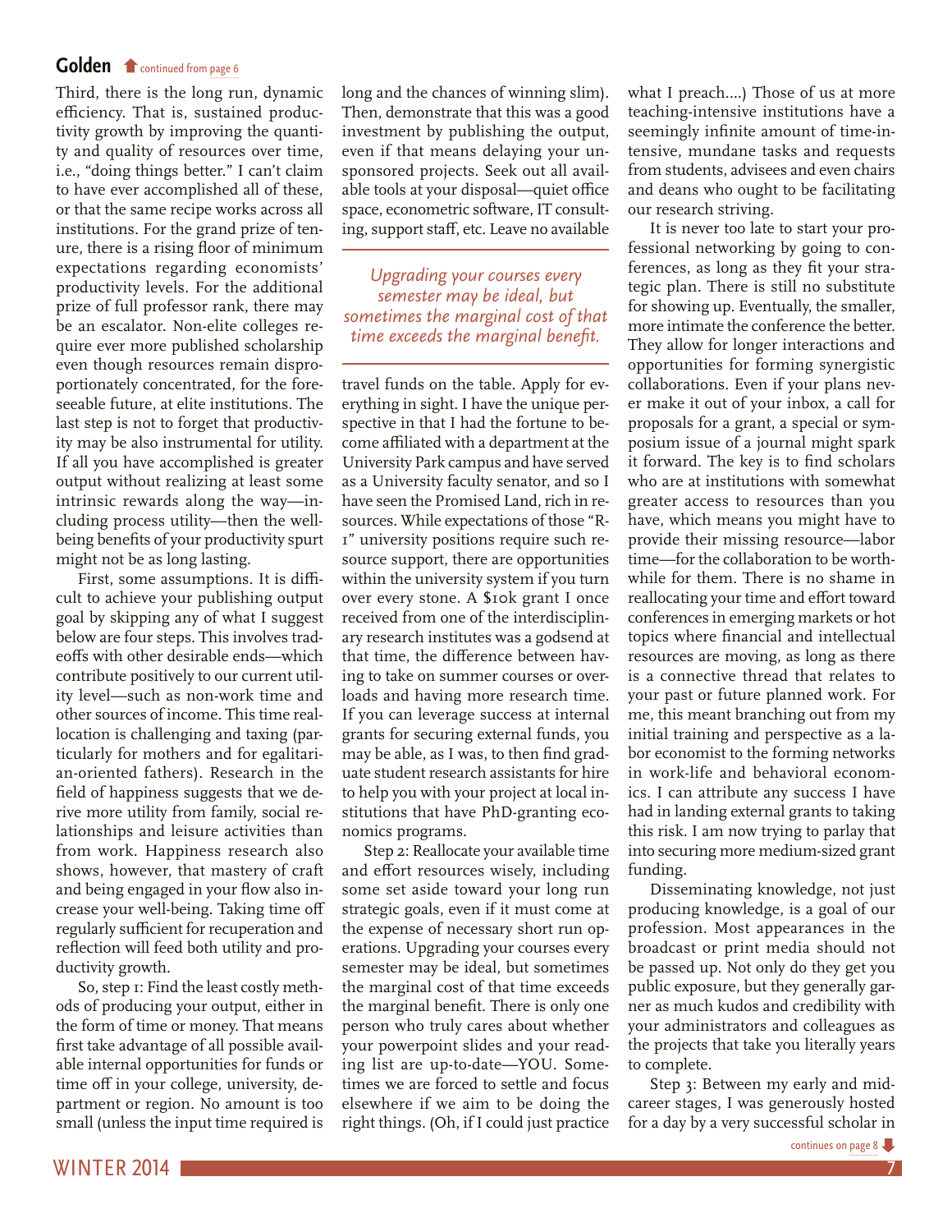## Golden continued from page 6

Third, there is the long run, dynamic efficiency. That is, sustained productivity growth by improving the quantity and quality of resources over time, i.e., "doing things better." I can't claim to have ever accomplished all of these, or that the same recipe works across all institutions. For the grand prize of tenure, there is a rising floor of minimum expectations regarding economists' productivity levels. For the additional prize of full professor rank, there may be an escalator. Non-elite colleges require ever more published scholarship even though resources remain disproportionately concentrated, for the foreseeable future, at elite institutions. The last step is not to forget that productivity may be also instrumental for utility. If all you have accomplished is greater output without realizing at least some intrinsic rewards along the way—including process utility—then the well-being benefits of your productivity spurt might not be as long lasting.

First, some assumptions. It is difficult to achieve your publishing output goal by skipping any of what I suggest below are four steps. This involves tradeoffs with other desirable ends—which contribute positively to our current utility level—such as non-work time and other sources of income. This time reallocation is challenging and taxing (particularly for mothers and for egalitarian-oriented fathers). Research in the field of happiness suggests that we derive more utility from family, social relationships and leisure activities than from work. Happiness research also shows, however, that mastery of craft and being engaged in your flow also increase your well-being. Taking time off regularly sufficient for recuperation and reflection will feed both utility and productivity growth.

So, step 1: Find the least costly methods of producing your output, either in the form of time or money. That means first take advantage of all possible available internal opportunities for funds or time off in your college, university, department or region. No amount is too small (unless the input time required is long and the chances of winning slim). Then, demonstrate that this was a good investment by publishing the output, even if that means delaying your unsponsored projects. Seek out all available tools at your disposal—quiet office space, econometric software, IT consulting, support staff, etc. Leave no available travel funds on the table. Apply for everything in sight. I have the unique perspective in that I had the fortune to become affiliated with a department at the University Park campus and have served as a University faculty senator, and so I have seen the Promised Land, rich in resources. While expectations of those "R-1" university positions require such resource support, there are opportunities within the university system if you turn over every stone. A $10k grant I once received from one of the interdisciplinary research institutes was a godsend at that time, the difference between having to take on summer courses or overloads and having more research time. If you can leverage success at internal grants for securing external funds, you may be able, as I was, to then find graduate student research assistants for hire to help you with your project at local institutions that have PhD-granting economics programs.

> *Upgrading your courses every semester may be ideal, but sometimes the marginal cost of that time exceeds the marginal benefit.*

Step 2: Reallocate your available time and effort resources wisely, including some set aside toward your long run strategic goals, even if it must come at the expense of necessary short run operations. Upgrading your courses every semester may be ideal, but sometimes the marginal cost of that time exceeds the marginal benefit. There is only one person who truly cares about whether your powerpoint slides and your reading list are up-to-date—YOU. Sometimes we are forced to settle and focus elsewhere if we aim to be doing the right things. (Oh, if I could just practice what I preach....) Those of us at more teaching-intensive institutions have a seemingly infinite amount of time-intensive, mundane tasks and requests from students, advisees and even chairs and deans who ought to be facilitating our research striving.

It is never too late to start your professional networking by going to conferences, as long as they fit your strategic plan. There is still no substitute for showing up. Eventually, the smaller, more intimate the conference the better. They allow for longer interactions and opportunities for forming synergistic collaborations. Even if your plans never make it out of your inbox, a call for proposals for a grant, a special or symposium issue of a journal might spark it forward. The key is to find scholars who are at institutions with somewhat greater access to resources than you have, which means you might have to provide their missing resource—labor time—for the collaboration to be worthwhile for them. There is no shame in reallocating your time and effort toward conferences in emerging markets or hot topics where financial and intellectual resources are moving, as long as there is a connective thread that relates to your past or future planned work. For me, this meant branching out from my initial training and perspective as a labor economist to the forming networks in work-life and behavioral economics. I can attribute any success I have had in landing external grants to taking this risk. I am now trying to parlay that into securing more medium-sized grant funding.

Disseminating knowledge, not just producing knowledge, is a goal of our profession. Most appearances in the broadcast or print media should not be passed up. Not only do they get you public exposure, but they generally garner as much kudos and credibility with your administrators and colleagues as the projects that take you literally years to complete.

Step 3: Between my early and mid-career stages, I was generously hosted for a day by a very successful scholar in

continues on page 8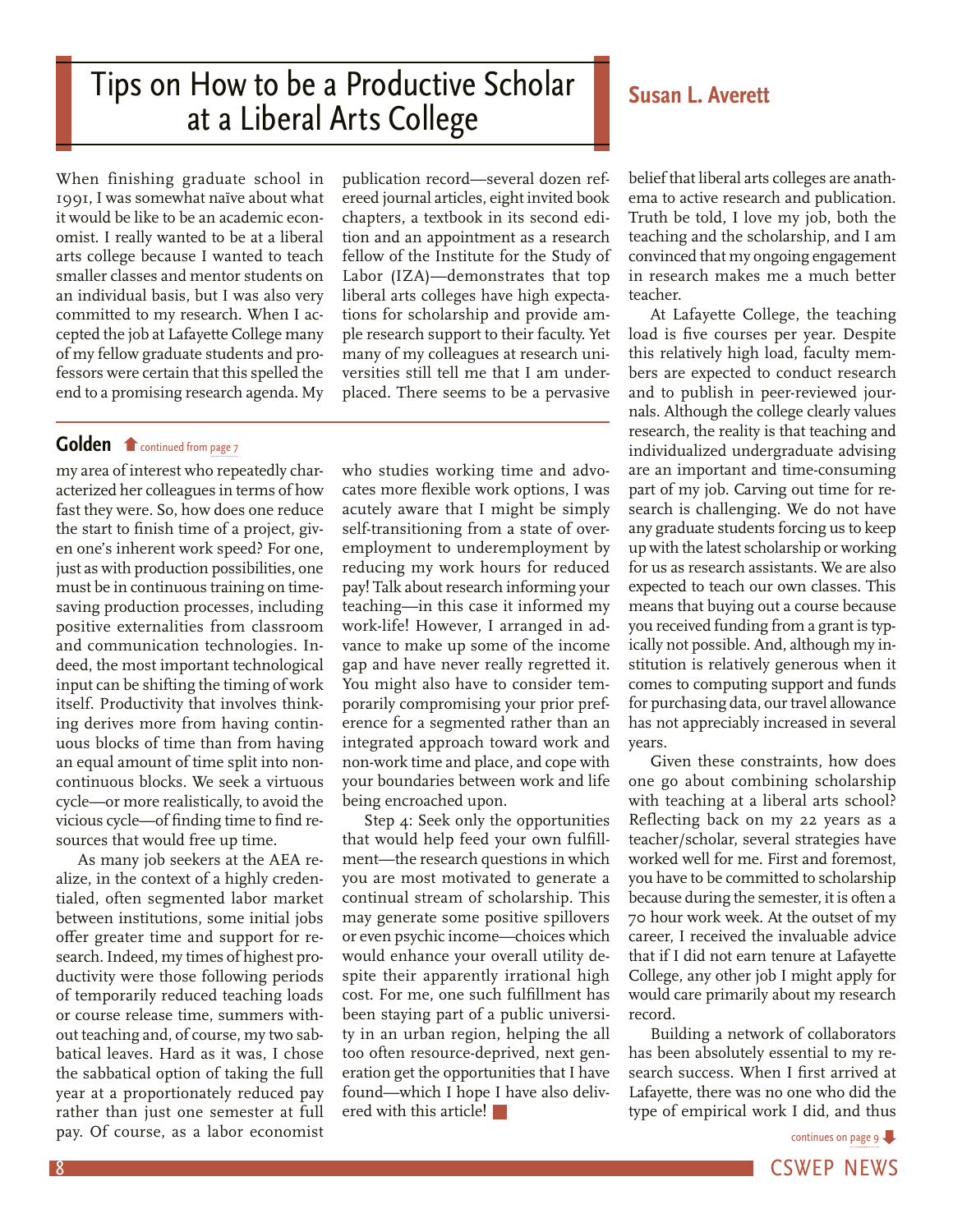# Tips on How to be a Productive Scholar at a Liberal Arts College

**Susan L. Averett**

When finishing graduate school in 1991, I was somewhat naïve about what it would be like to be an academic economist. I really wanted to be at a liberal arts college because I wanted to teach smaller classes and mentor students on an individual basis, but I was also very committed to my research. When I accepted the job at Lafayette College many of my fellow graduate students and professors were certain that this spelled the end to a promising research agenda. My publication record—several dozen refereed journal articles, eight invited book chapters, a textbook in its second edition and an appointment as a research fellow of the Institute for the Study of Labor (IZA)—demonstrates that top liberal arts colleges have high expectations for scholarship and provide ample research support to their faculty. Yet many of my colleagues at research universities still tell me that I am underplaced. There seems to be a pervasive belief that liberal arts colleges are anathema to active research and publication. Truth be told, I love my job, both the teaching and the scholarship, and I am convinced that my ongoing engagement in research makes me a much better teacher.

At Lafayette College, the teaching load is five courses per year. Despite this relatively high load, faculty members are expected to conduct research and to publish in peer-reviewed journals. Although the college clearly values research, the reality is that teaching and individualized undergraduate advising are an important and time-consuming part of my job. Carving out time for research is challenging. We do not have any graduate students forcing us to keep up with the latest scholarship or working for us as research assistants. We are also expected to teach our own classes. This means that buying out a course because you received funding from a grant is typically not possible. And, although my institution is relatively generous when it comes to computing support and funds for purchasing data, our travel allowance has not appreciably increased in several years.

Given these constraints, how does one go about combining scholarship with teaching at a liberal arts school? Reflecting back on my 22 years as a teacher/scholar, several strategies have worked well for me. First and foremost, you have to be committed to scholarship because during the semester, it is often a 70 hour work week. At the outset of my career, I received the invaluable advice that if I did not earn tenure at Lafayette College, any other job I might apply for would care primarily about my research record.

Building a network of collaborators has been absolutely essential to my research success. When I first arrived at Lafayette, there was no one who did the type of empirical work I did, and thus

continues on page 9

## Golden

continued from page 7

my area of interest who repeatedly characterized her colleagues in terms of how fast they were. So, how does one reduce the start to finish time of a project, given one's inherent work speed? For one, just as with production possibilities, one must be in continuous training on time-saving production processes, including positive externalities from classroom and communication technologies. Indeed, the most important technological input can be shifting the timing of work itself. Productivity that involves thinking derives more from having continuous blocks of time than from having an equal amount of time split into noncontinuous blocks. We seek a virtuous cycle—or more realistically, to avoid the vicious cycle—of finding time to find resources that would free up time.

As many job seekers at the AEA realize, in the context of a highly credentialed, often segmented labor market between institutions, some initial jobs offer greater time and support for research. Indeed, my times of highest productivity were those following periods of temporarily reduced teaching loads or course release time, summers without teaching and, of course, my two sabbatical leaves. Hard as it was, I chose the sabbatical option of taking the full year at a proportionately reduced pay rather than just one semester at full pay. Of course, as a labor economist who studies working time and advocates more flexible work options, I was acutely aware that I might be simply self-transitioning from a state of overemployment to underemployment by reducing my work hours for reduced pay! Talk about research informing your teaching—in this case it informed my work-life! However, I arranged in advance to make up some of the income gap and have never really regretted it. You might also have to consider temporarily compromising your prior preference for a segmented rather than an integrated approach toward work and non-work time and place, and cope with your boundaries between work and life being encroached upon.

Step 4: Seek only the opportunities that would help feed your own fulfillment—the research questions in which you are most motivated to generate a continual stream of scholarship. This may generate some positive spillovers or even psychic income—choices which would enhance your overall utility despite their apparently irrational high cost. For me, one such fulfillment has been staying part of a public university in an urban region, helping the all too often resource-deprived, next generation get the opportunities that I have found—which I hope I have also delivered with this article!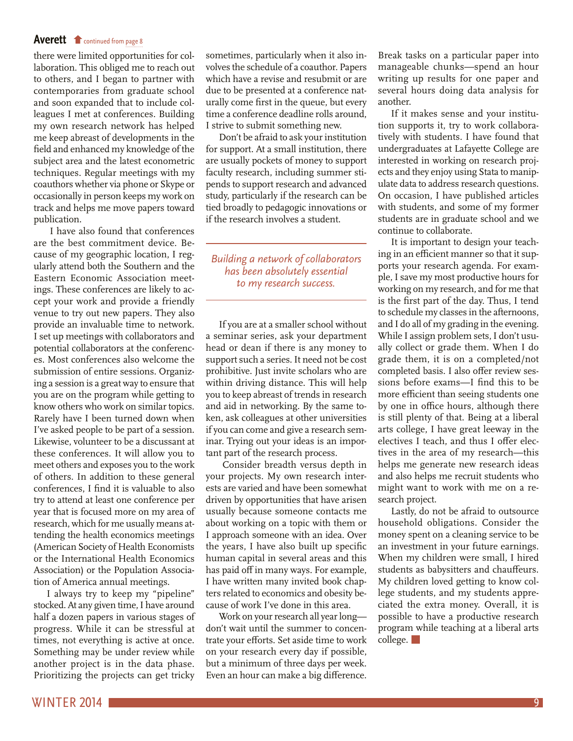**Averett** continued from page 8

there were limited opportunities for collaboration. This obliged me to reach out to others, and I began to partner with contemporaries from graduate school and soon expanded that to include colleagues I met at conferences. Building my own research network has helped me keep abreast of developments in the field and enhanced my knowledge of the subject area and the latest econometric techniques. Regular meetings with my coauthors whether via phone or Skype or occasionally in person keeps my work on track and helps me move papers toward publication.

I have also found that conferences are the best commitment device. Because of my geographic location, I regularly attend both the Southern and the Eastern Economic Association meetings. These conferences are likely to accept your work and provide a friendly venue to try out new papers. They also provide an invaluable time to network. I set up meetings with collaborators and potential collaborators at the conferences. Most conferences also welcome the submission of entire sessions. Organizing a session is a great way to ensure that you are on the program while getting to know others who work on similar topics. Rarely have I been turned down when I've asked people to be part of a session. Likewise, volunteer to be a discussant at these conferences. It will allow you to meet others and exposes you to the work of others. In addition to these general conferences, I find it is valuable to also try to attend at least one conference per year that is focused more on my area of research, which for me usually means attending the health economics meetings (American Society of Health Economists or the International Health Economics Association) or the Population Association of America annual meetings.

I always try to keep my "pipeline" stocked. At any given time, I have around half a dozen papers in various stages of progress. While it can be stressful at times, not everything is active at once. Something may be under review while another project is in the data phase. Prioritizing the projects can get tricky sometimes, particularly when it also involves the schedule of a coauthor. Papers which have a revise and resubmit or are due to be presented at a conference naturally come first in the queue, but every time a conference deadline rolls around, I strive to submit something new.

Don't be afraid to ask your institution for support. At a small institution, there are usually pockets of money to support faculty research, including summer stipends to support research and advanced study, particularly if the research can be tied broadly to pedagogic innovations or if the research involves a student.

*Building a network of collaborators has been absolutely essential to my research success.*

If you are at a smaller school without a seminar series, ask your department head or dean if there is any money to support such a series. It need not be cost prohibitive. Just invite scholars who are within driving distance. This will help you to keep abreast of trends in research and aid in networking. By the same token, ask colleagues at other universities if you can come and give a research seminar. Trying out your ideas is an important part of the research process.

Consider breadth versus depth in your projects. My own research interests are varied and have been somewhat driven by opportunities that have arisen usually because someone contacts me about working on a topic with them or I approach someone with an idea. Over the years, I have also built up specific human capital in several areas and this has paid off in many ways. For example, I have written many invited book chapters related to economics and obesity because of work I've done in this area.

Work on your research all year long—don't wait until the summer to concentrate your efforts. Set aside time to work on your research every day if possible, but a minimum of three days per week. Even an hour can make a big difference. Break tasks on a particular paper into manageable chunks—spend an hour writing up results for one paper and several hours doing data analysis for another.

If it makes sense and your institution supports it, try to work collaboratively with students. I have found that undergraduates at Lafayette College are interested in working on research projects and they enjoy using Stata to manipulate data to address research questions. On occasion, I have published articles with students, and some of my former students are in graduate school and we continue to collaborate.

It is important to design your teaching in an efficient manner so that it supports your research agenda. For example, I save my most productive hours for working on my research, and for me that is the first part of the day. Thus, I tend to schedule my classes in the afternoons, and I do all of my grading in the evening. While I assign problem sets, I don't usually collect or grade them. When I do grade them, it is on a completed/not completed basis. I also offer review sessions before exams—I find this to be more efficient than seeing students one by one in office hours, although there is still plenty of that. Being at a liberal arts college, I have great leeway in the electives I teach, and thus I offer electives in the area of my research—this helps me generate new research ideas and also helps me recruit students who might want to work with me on a research project.

Lastly, do not be afraid to outsource household obligations. Consider the money spent on a cleaning service to be an investment in your future earnings. When my children were small, I hired students as babysitters and chauffeurs. My children loved getting to know college students, and my students appreciated the extra money. Overall, it is possible to have a productive research program while teaching at a liberal arts college. ■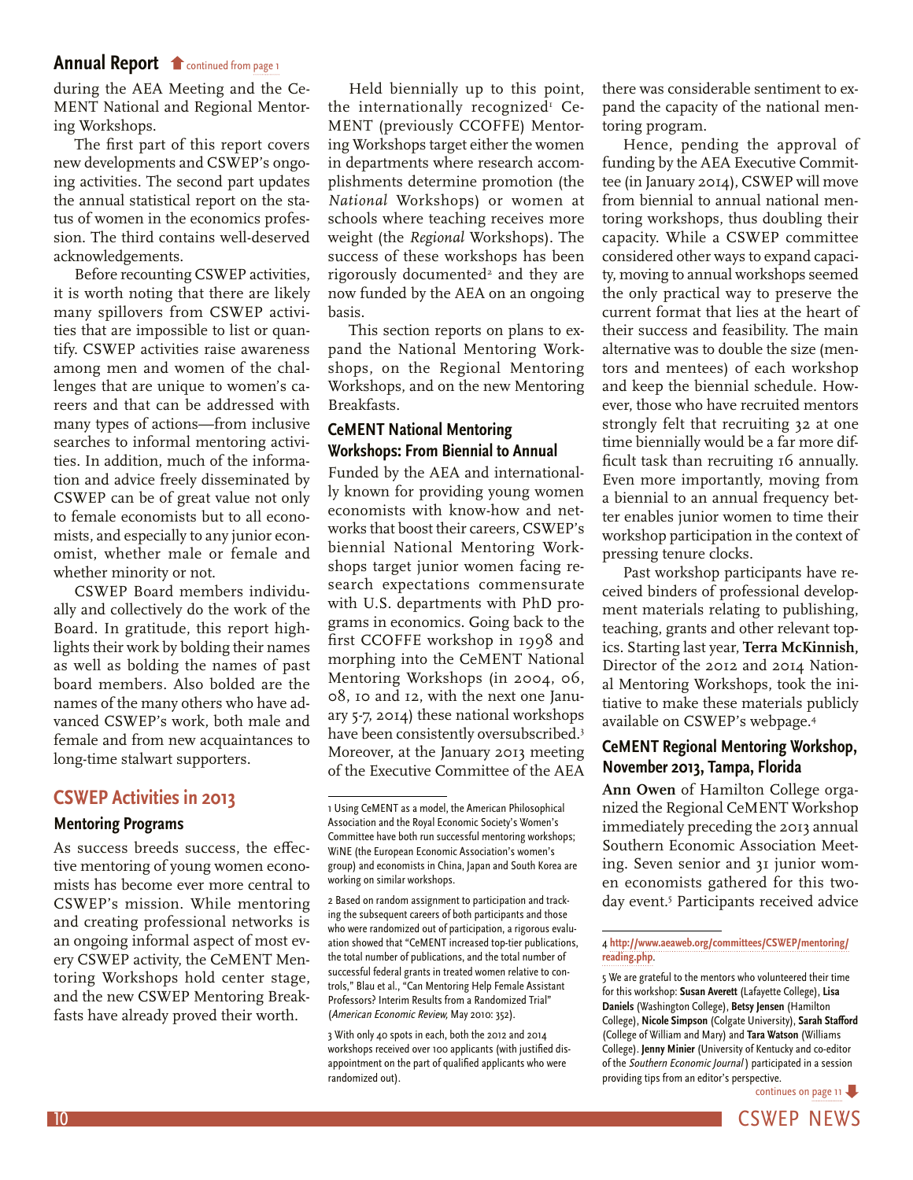## Annual Report continued from page 1

during the AEA Meeting and the CeMENT National and Regional Mentoring Workshops.

The first part of this report covers new developments and CSWEP's ongoing activities. The second part updates the annual statistical report on the status of women in the economics profession. The third contains well-deserved acknowledgements.

Before recounting CSWEP activities, it is worth noting that there are likely many spillovers from CSWEP activities that are impossible to list or quantify. CSWEP activities raise awareness among men and women of the challenges that are unique to women's careers and that can be addressed with many types of actions—from inclusive searches to informal mentoring activities. In addition, much of the information and advice freely disseminated by CSWEP can be of great value not only to female economists but to all economists, and especially to any junior economist, whether male or female and whether minority or not.

CSWEP Board members individually and collectively do the work of the Board. In gratitude, this report highlights their work by bolding their names as well as bolding the names of past board members. Also bolded are the names of the many others who have advanced CSWEP's work, both male and female and from new acquaintances to long-time stalwart supporters.

## CSWEP Activities in 2013

### Mentoring Programs

As success breeds success, the effective mentoring of young women economists has become ever more central to CSWEP's mission. While mentoring and creating professional networks is an ongoing informal aspect of most every CSWEP activity, the CeMENT Mentoring Workshops hold center stage, and the new CSWEP Mentoring Breakfasts have already proved their worth.

Held biennially up to this point, the internationally recognized[1] CeMENT (previously CCOFFE) Mentoring Workshops target either the women in departments where research accomplishments determine promotion (the *National* Workshops) or women at schools where teaching receives more weight (the *Regional* Workshops). The success of these workshops has been rigorously documented[2] and they are now funded by the AEA on an ongoing basis.

This section reports on plans to expand the National Mentoring Workshops, on the Regional Mentoring Workshops, and on the new Mentoring Breakfasts.

### CeMENT National Mentoring Workshops: From Biennial to Annual

Funded by the AEA and internationally known for providing young women economists with know-how and networks that boost their careers, CSWEP's biennial National Mentoring Workshops target junior women facing research expectations commensurate with U.S. departments with PhD programs in economics. Going back to the first CCOFFE workshop in 1998 and morphing into the CeMENT National Mentoring Workshops (in 2004, 06, 08, 10 and 12, with the next one January 5-7, 2014) these national workshops have been consistently oversubscribed.[3] Moreover, at the January 2013 meeting of the Executive Committee of the AEA there was considerable sentiment to expand the capacity of the national mentoring program.

Hence, pending the approval of funding by the AEA Executive Committee (in January 2014), CSWEP will move from biennial to annual national mentoring workshops, thus doubling their capacity. While a CSWEP committee considered other ways to expand capacity, moving to annual workshops seemed the only practical way to preserve the current format that lies at the heart of their success and feasibility. The main alternative was to double the size (mentors and mentees) of each workshop and keep the biennial schedule. However, those who have recruited mentors strongly felt that recruiting 32 at one time biennially would be a far more difficult task than recruiting 16 annually. Even more importantly, moving from a biennial to an annual frequency better enables junior women to time their workshop participation in the context of pressing tenure clocks.

Past workshop participants have received binders of professional development materials relating to publishing, teaching, grants and other relevant topics. Starting last year, **Terra McKinnish**, Director of the 2012 and 2014 National Mentoring Workshops, took the initiative to make these materials publicly available on CSWEP's webpage.[4]

### CeMENT Regional Mentoring Workshop, November 2013, Tampa, Florida

**Ann Owen** of Hamilton College organized the Regional CeMENT Workshop immediately preceding the 2013 annual Southern Economic Association Meeting. Seven senior and 31 junior women economists gathered for this two-day event.[5] Participants received advice

continues on page 11

---

1 Using CeMENT as a model, the American Philosophical Association and the Royal Economic Society's Women's Committee have both run successful mentoring workshops; WiNE (the European Economic Association's women's group) and economists in China, Japan and South Korea are working on similar workshops.

2 Based on random assignment to participation and tracking the subsequent careers of both participants and those who were randomized out of participation, a rigorous evaluation showed that "CeMENT increased top-tier publications, the total number of publications, and the total number of successful federal grants in treated women relative to controls," Blau et al., "Can Mentoring Help Female Assistant Professors? Interim Results from a Randomized Trial" (*American Economic Review*, May 2010: 352).

3 With only 40 spots in each, both the 2012 and 2014 workshops received over 100 applicants (with justified disappointment on the part of qualified applicants who were randomized out).

4 http://www.aeaweb.org/committees/CSWEP/mentoring/reading.php.

5 We are grateful to the mentors who volunteered their time for this workshop: **Susan Averett** (Lafayette College), **Lisa Daniels** (Washington College), **Betsy Jensen** (Hamilton College), **Nicole Simpson** (Colgate University), **Sarah Stafford** (College of William and Mary) and **Tara Watson** (Williams College). **Jenny Minier** (University of Kentucky and co-editor of the *Southern Economic Journal*) participated in a session providing tips from an editor's perspective.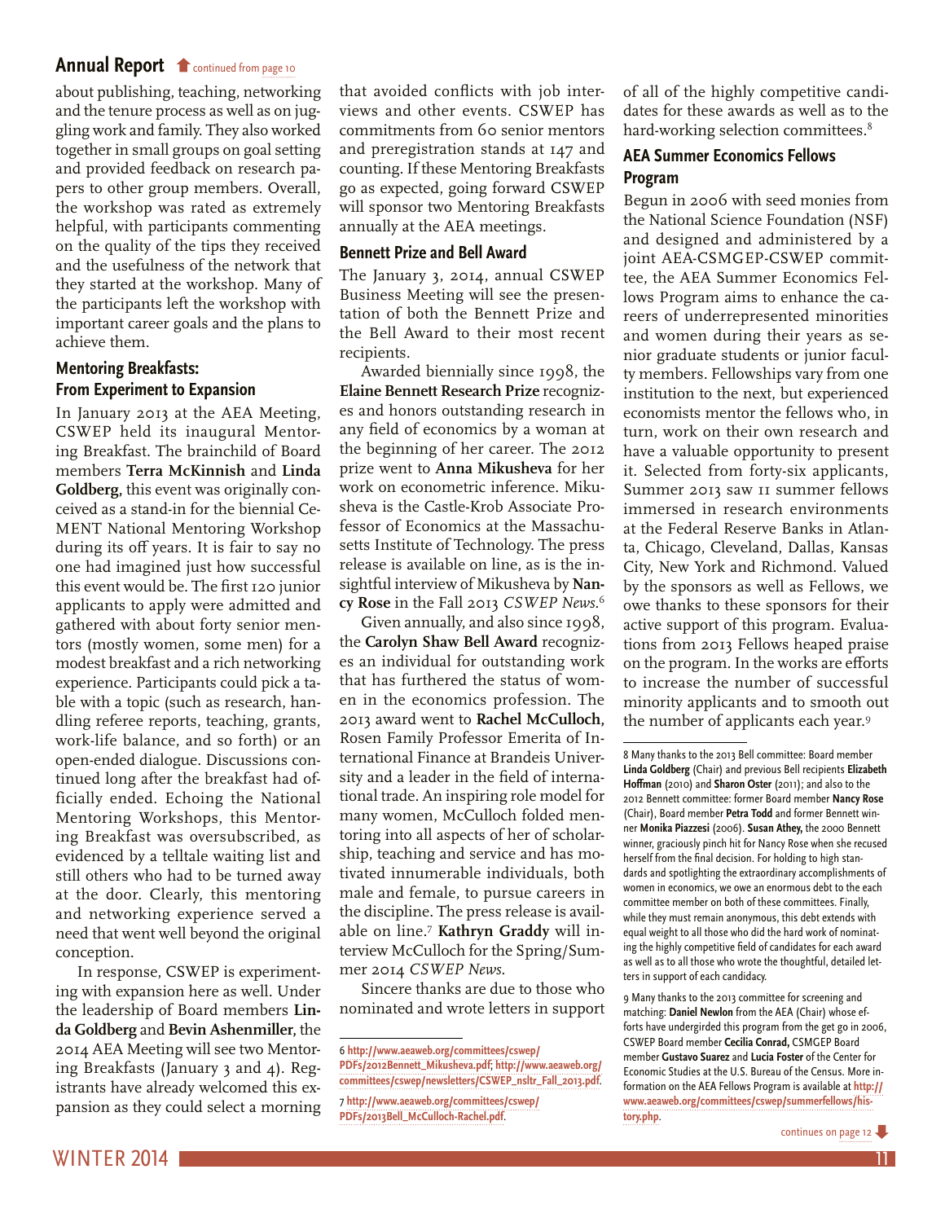## Annual Report

continued from page 10

about publishing, teaching, networking and the tenure process as well as on juggling work and family. They also worked together in small groups on goal setting and provided feedback on research papers to other group members. Overall, the workshop was rated as extremely helpful, with participants commenting on the quality of the tips they received and the usefulness of the network that they started at the workshop. Many of the participants left the workshop with important career goals and the plans to achieve them.

### Mentoring Breakfasts: From Experiment to Expansion

In January 2013 at the AEA Meeting, CSWEP held its inaugural Mentoring Breakfast. The brainchild of Board members **Terra McKinnish** and **Linda Goldberg**, this event was originally conceived as a stand-in for the biennial CeMENT National Mentoring Workshop during its off years. It is fair to say no one had imagined just how successful this event would be. The first 120 junior applicants to apply were admitted and gathered with about forty senior mentors (mostly women, some men) for a modest breakfast and a rich networking experience. Participants could pick a table with a topic (such as research, handling referee reports, teaching, grants, work-life balance, and so forth) or an open-ended dialogue. Discussions continued long after the breakfast had officially ended. Echoing the National Mentoring Workshops, this Mentoring Breakfast was oversubscribed, as evidenced by a telltale waiting list and still others who had to be turned away at the door. Clearly, this mentoring and networking experience served a need that went well beyond the original conception.

In response, CSWEP is experimenting with expansion here as well. Under the leadership of Board members **Linda Goldberg** and **Bevin Ashenmiller**, the 2014 AEA Meeting will see two Mentoring Breakfasts (January 3 and 4). Registrants have already welcomed this expansion as they could select a morning that avoided conflicts with job interviews and other events. CSWEP has commitments from 60 senior mentors and preregistration stands at 147 and counting. If these Mentoring Breakfasts go as expected, going forward CSWEP will sponsor two Mentoring Breakfasts annually at the AEA meetings.

### Bennett Prize and Bell Award

The January 3, 2014, annual CSWEP Business Meeting will see the presentation of both the Bennett Prize and the Bell Award to their most recent recipients.

Awarded biennially since 1998, the **Elaine Bennett Research Prize** recognizes and honors outstanding research in any field of economics by a woman at the beginning of her career. The 2012 prize went to **Anna Mikusheva** for her work on econometric inference. Mikusheva is the Castle-Krob Associate Professor of Economics at the Massachusetts Institute of Technology. The press release is available on line, as is the insightful interview of Mikusheva by **Nancy Rose** in the Fall 2013 *CSWEP News*.[6]

Given annually, and also since 1998, the **Carolyn Shaw Bell Award** recognizes an individual for outstanding work that has furthered the status of women in the economics profession. The 2013 award went to **Rachel McCulloch**, Rosen Family Professor Emerita of International Finance at Brandeis University and a leader in the field of international trade. An inspiring role model for many women, McCulloch folded mentoring into all aspects of her of scholarship, teaching and service and has motivated innumerable individuals, both male and female, to pursue careers in the discipline. The press release is available on line.[7] **Kathryn Graddy** will interview McCulloch for the Spring/Summer 2014 *CSWEP News*.

Sincere thanks are due to those who nominated and wrote letters in support of all of the highly competitive candidates for these awards as well as to the hard-working selection committees.[8]

### AEA Summer Economics Fellows Program

Begun in 2006 with seed monies from the National Science Foundation (NSF) and designed and administered by a joint AEA-CSMGEP-CSWEP committee, the AEA Summer Economics Fellows Program aims to enhance the careers of underrepresented minorities and women during their years as senior graduate students or junior faculty members. Fellowships vary from one institution to the next, but experienced economists mentor the fellows who, in turn, work on their own research and have a valuable opportunity to present it. Selected from forty-six applicants, Summer 2013 saw 11 summer fellows immersed in research environments at the Federal Reserve Banks in Atlanta, Chicago, Cleveland, Dallas, Kansas City, New York and Richmond. Valued by the sponsors as well as Fellows, we owe thanks to these sponsors for their active support of this program. Evaluations from 2013 Fellows heaped praise on the program. In the works are efforts to increase the number of successful minority applicants and to smooth out the number of applicants each year.[9]

continues on page 12

---

6 **http://www.aeaweb.org/committees/cswep/PDFs/2012Bennett_Mikusheva.pdf**; **http://www.aeaweb.org/committees/cswep/newsletters/CSWEP_nsltr_Fall_2013.pdf**.

7 **http://www.aeaweb.org/committees/cswep/PDFs/2013Bell_McCulloch-Rachel.pdf**.

8 Many thanks to the 2013 Bell committee: Board member **Linda Goldberg** (Chair) and previous Bell recipients **Elizabeth Hoffman** (2010) and **Sharon Oster** (2011); and also to the 2012 Bennett committee: former Board member **Nancy Rose** (Chair), Board member **Petra Todd** and former Bennett winner **Monika Piazzesi** (2006). **Susan Athey,** the 2000 Bennett winner, graciously pinch hit for Nancy Rose when she recused herself from the final decision. For holding to high standards and spotlighting the extraordinary accomplishments of women in economics, we owe an enormous debt to the each committee member on both of these committees. Finally, while they must remain anonymous, this debt extends with equal weight to all those who did the hard work of nominating the highly competitive field of candidates for each award as well as to all those who wrote the thoughtful, detailed letters in support of each candidacy.

9 Many thanks to the 2013 committee for screening and matching: **Daniel Newlon** from the AEA (Chair) whose efforts have undergirded this program from the get go in 2006, CSWEP Board member **Cecilia Conrad,** CSMGEP Board member **Gustavo Suarez** and **Lucia Foster** of the Center for Economic Studies at the U.S. Bureau of the Census. More information on the AEA Fellows Program is available at **http://www.aeaweb.org/committees/cswep/summerfellows/history.php**.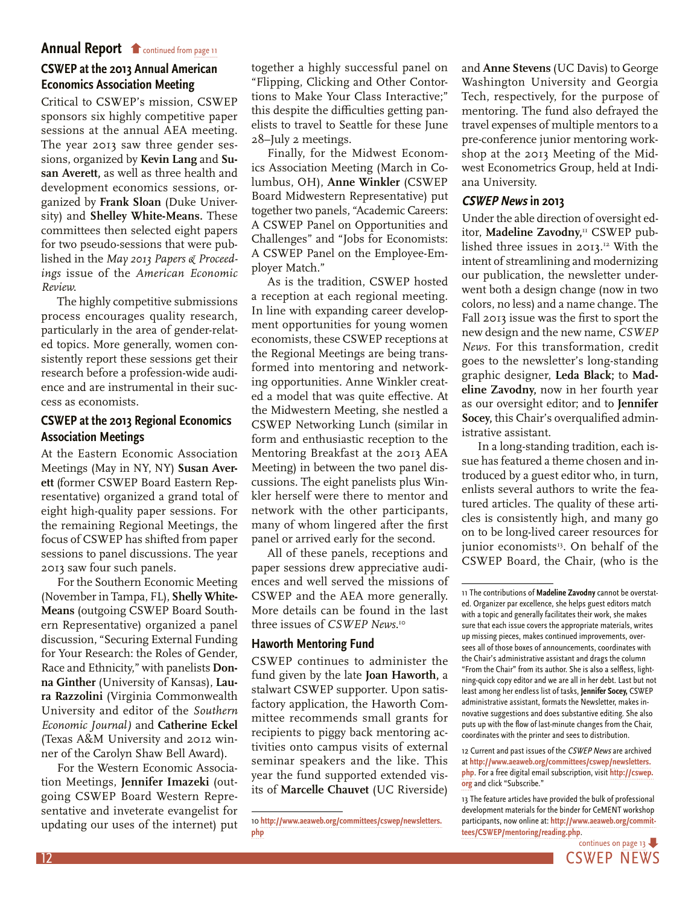## Annual Report continued from page 11

### CSWEP at the 2013 Annual American Economics Association Meeting

Critical to CSWEP's mission, CSWEP sponsors six highly competitive paper sessions at the annual AEA meeting. The year 2013 saw three gender sessions, organized by **Kevin Lang** and **Susan Averett**, as well as three health and development economics sessions, organized by **Frank Sloan** (Duke University) and **Shelley White-Means.** These committees then selected eight papers for two pseudo-sessions that were published in the *May 2013 Papers & Proceedings* issue of the *American Economic Review.*

The highly competitive submissions process encourages quality research, particularly in the area of gender-related topics. More generally, women consistently report these sessions get their research before a profession-wide audience and are instrumental in their success as economists.

### CSWEP at the 2013 Regional Economics Association Meetings

At the Eastern Economic Association Meetings (May in NY, NY) **Susan Averett** (former CSWEP Board Eastern Representative) organized a grand total of eight high-quality paper sessions. For the remaining Regional Meetings, the focus of CSWEP has shifted from paper sessions to panel discussions. The year 2013 saw four such panels.

For the Southern Economic Meeting (November in Tampa, FL), **Shelly White-Means** (outgoing CSWEP Board Southern Representative) organized a panel discussion, "Securing External Funding for Your Research: the Roles of Gender, Race and Ethnicity," with panelists **Donna Ginther** (University of Kansas), **Laura Razzolini** (Virginia Commonwealth University and editor of the *Southern Economic Journal)* and **Catherine Eckel** (Texas A&M University and 2012 winner of the Carolyn Shaw Bell Award).

For the Western Economic Association Meetings, **Jennifer Imazeki** (outgoing CSWEP Board Western Representative and inveterate evangelist for updating our uses of the internet) put together a highly successful panel on "Flipping, Clicking and Other Contortions to Make Your Class Interactive;" this despite the difficulties getting panelists to travel to Seattle for these June 28–July 2 meetings.

Finally, for the Midwest Economics Association Meeting (March in Columbus, OH), **Anne Winkler** (CSWEP Board Midwestern Representative) put together two panels, "Academic Careers: A CSWEP Panel on Opportunities and Challenges" and "Jobs for Economists: A CSWEP Panel on the Employee-Employer Match."

As is the tradition, CSWEP hosted a reception at each regional meeting. In line with expanding career development opportunities for young women economists, these CSWEP receptions at the Regional Meetings are being transformed into mentoring and networking opportunities. Anne Winkler created a model that was quite effective. At the Midwestern Meeting, she nestled a CSWEP Networking Lunch (similar in form and enthusiastic reception to the Mentoring Breakfast at the 2013 AEA Meeting) in between the two panel discussions. The eight panelists plus Winkler herself were there to mentor and network with the other participants, many of whom lingered after the first panel or arrived early for the second.

All of these panels, receptions and paper sessions drew appreciative audiences and well served the missions of CSWEP and the AEA more generally. More details can be found in the last three issues of *CSWEP News.*[10]

### Haworth Mentoring Fund

CSWEP continues to administer the fund given by the late **Joan Haworth**, a stalwart CSWEP supporter. Upon satisfactory application, the Haworth Committee recommends small grants for recipients to piggy back mentoring activities onto campus visits of external seminar speakers and the like. This year the fund supported extended visits of **Marcelle Chauvet** (UC Riverside) and **Anne Stevens** (UC Davis) to George Washington University and Georgia Tech, respectively, for the purpose of mentoring. The fund also defrayed the travel expenses of multiple mentors to a pre-conference junior mentoring workshop at the 2013 Meeting of the Midwest Econometrics Group, held at Indiana University.

### *CSWEP News* in 2013

Under the able direction of oversight editor, **Madeline Zavodny,**[11] CSWEP published three issues in 2013.[12] With the intent of streamlining and modernizing our publication, the newsletter underwent both a design change (now in two colors, no less) and a name change. The Fall 2013 issue was the first to sport the new design and the new name, *CSWEP News*. For this transformation, credit goes to the newsletter's long-standing graphic designer, **Leda Black**; to **Madeline Zavodny**, now in her fourth year as our oversight editor; and to **Jennifer Socey**, this Chair's overqualified administrative assistant.

In a long-standing tradition, each issue has featured a theme chosen and introduced by a guest editor who, in turn, enlists several authors to write the featured articles. The quality of these articles is consistently high, and many go on to be long-lived career resources for junior economists[13]. On behalf of the CSWEP Board, the Chair, (who is the

continues on page 13

---

10 http://www.aeaweb.org/committees/cswep/newsletters.php

11 The contributions of **Madeline Zavodny** cannot be overstated. Organizer par excellence, she helps guest editors match with a topic and generally facilitates their work, she makes sure that each issue covers the appropriate materials, writes up missing pieces, makes continued improvements, oversees all of those boxes of announcements, coordinates with the Chair's administrative assistant and drags the column "From the Chair" from its author. She is also a selfless, lightning-quick copy editor and we are all in her debt. Last but not least among her endless list of tasks, **Jennifer Socey,** CSWEP administrative assistant, formats the Newsletter, makes innovative suggestions and does substantive editing. She also puts up with the flow of last-minute changes from the Chair, coordinates with the printer and sees to distribution.

12 Current and past issues of the *CSWEP News* are archived at http://www.aeaweb.org/committees/cswep/newsletters.php. For a free digital email subscription, visit http://cswep.org and click "Subscribe."

13 The feature articles have provided the bulk of professional development materials for the binder for CeMENT workshop participants, now online at: http://www.aeaweb.org/committees/CSWEP/mentoring/reading.php.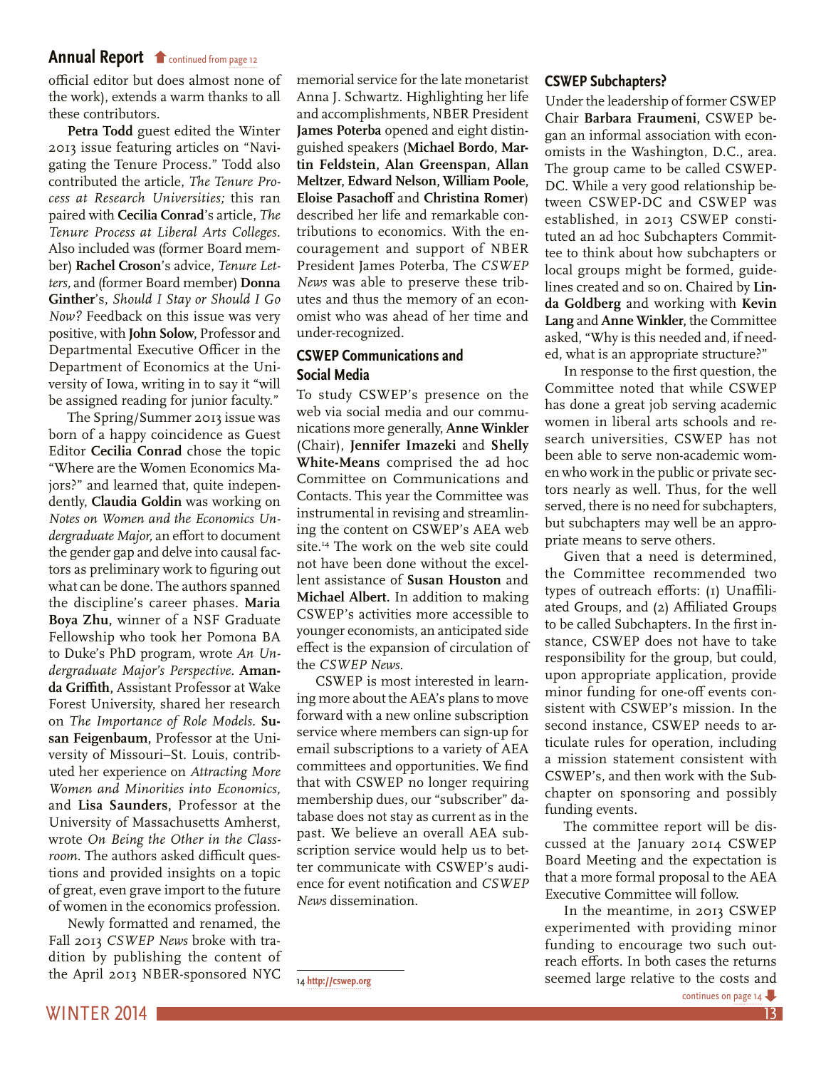official editor but does almost none of the work), extends a warm thanks to all these contributors.

**Petra Todd** guest edited the Winter 2013 issue featuring articles on "Navigating the Tenure Process." Todd also contributed the article, *The Tenure Process at Research Universities;* this ran paired with **Cecilia Conrad**'s article, *The Tenure Process at Liberal Arts Colleges*. Also included was (former Board member) **Rachel Croson**'s advice, *Tenure Letters*, and (former Board member) **Donna Ginther**'s, *Should I Stay or Should I Go Now?* Feedback on this issue was very positive, with **John Solow**, Professor and Departmental Executive Officer in the Department of Economics at the University of Iowa, writing in to say it "will be assigned reading for junior faculty."

The Spring/Summer 2013 issue was born of a happy coincidence as Guest Editor **Cecilia Conrad** chose the topic "Where are the Women Economics Majors?" and learned that, quite independently, **Claudia Goldin** was working on *Notes on Women and the Economics Undergraduate Major,* an effort to document the gender gap and delve into causal factors as preliminary work to figuring out what can be done. The authors spanned the discipline's career phases. **Maria Boya Zhu,** winner of a NSF Graduate Fellowship who took her Pomona BA to Duke's PhD program, wrote *An Undergraduate Major's Perspective*. **Amanda Griffith,** Assistant Professor at Wake Forest University, shared her research on *The Importance of Role Models.* **Susan Feigenbaum**, Professor at the University of Missouri–St. Louis, contributed her experience on *Attracting More Women and Minorities into Economics,* and **Lisa Saunders**, Professor at the University of Massachusetts Amherst, wrote *On Being the Other in the Classroom*. The authors asked difficult questions and provided insights on a topic of great, even grave import to the future of women in the economics profession.

Newly formatted and renamed, the Fall 2013 *CSWEP News* broke with tradition by publishing the content of the April 2013 NBER-sponsored NYC memorial service for the late monetarist Anna J. Schwartz. Highlighting her life and accomplishments, NBER President **James Poterba** opened and eight distinguished speakers (**Michael Bordo, Martin Feldstein, Alan Greenspan, Allan Meltzer, Edward Nelson, William Poole, Eloise Pasachoff** and **Christina Romer**) described her life and remarkable contributions to economics. With the encouragement and support of NBER President James Poterba, The *CSWEP News* was able to preserve these tributes and thus the memory of an economist who was ahead of her time and under-recognized.

## CSWEP Communications and Social Media

To study CSWEP's presence on the web via social media and our communications more generally, **Anne Winkler** (Chair), **Jennifer Imazeki** and **Shelly White-Means** comprised the ad hoc Committee on Communications and Contacts. This year the Committee was instrumental in revising and streamlining the content on CSWEP's AEA web site.[14] The work on the web site could not have been done without the excellent assistance of **Susan Houston** and **Michael Albert.** In addition to making CSWEP's activities more accessible to younger economists, an anticipated side effect is the expansion of circulation of the *CSWEP News*.

CSWEP is most interested in learning more about the AEA's plans to move forward with a new online subscription service where members can sign-up for email subscriptions to a variety of AEA committees and opportunities. We find that with CSWEP no longer requiring membership dues, our "subscriber" database does not stay as current as in the past. We believe an overall AEA subscription service would help us to better communicate with CSWEP's audience for event notification and *CSWEP News* dissemination.

[14] http://cswep.org

## CSWEP Subchapters?

Under the leadership of former CSWEP Chair **Barbara Fraumeni,** CSWEP began an informal association with economists in the Washington, D.C., area. The group came to be called CSWEP-DC. While a very good relationship between CSWEP-DC and CSWEP was established, in 2013 CSWEP constituted an ad hoc Subchapters Committee to think about how subchapters or local groups might be formed, guidelines created and so on. Chaired by **Linda Goldberg** and working with **Kevin Lang** and **Anne Winkler,** the Committee asked, "Why is this needed and, if needed, what is an appropriate structure?"

In response to the first question, the Committee noted that while CSWEP has done a great job serving academic women in liberal arts schools and research universities, CSWEP has not been able to serve non-academic women who work in the public or private sectors nearly as well. Thus, for the well served, there is no need for subchapters, but subchapters may well be an appropriate means to serve others.

Given that a need is determined, the Committee recommended two types of outreach efforts: (1) Unaffiliated Groups, and (2) Affiliated Groups to be called Subchapters. In the first instance, CSWEP does not have to take responsibility for the group, but could, upon appropriate application, provide minor funding for one-off events consistent with CSWEP's mission. In the second instance, CSWEP needs to articulate rules for operation, including a mission statement consistent with CSWEP's, and then work with the Subchapter on sponsoring and possibly funding events.

The committee report will be discussed at the January 2014 CSWEP Board Meeting and the expectation is that a more formal proposal to the AEA Executive Committee will follow.

In the meantime, in 2013 CSWEP experimented with providing minor funding to encourage two such outreach efforts. In both cases the returns seemed large relative to the costs and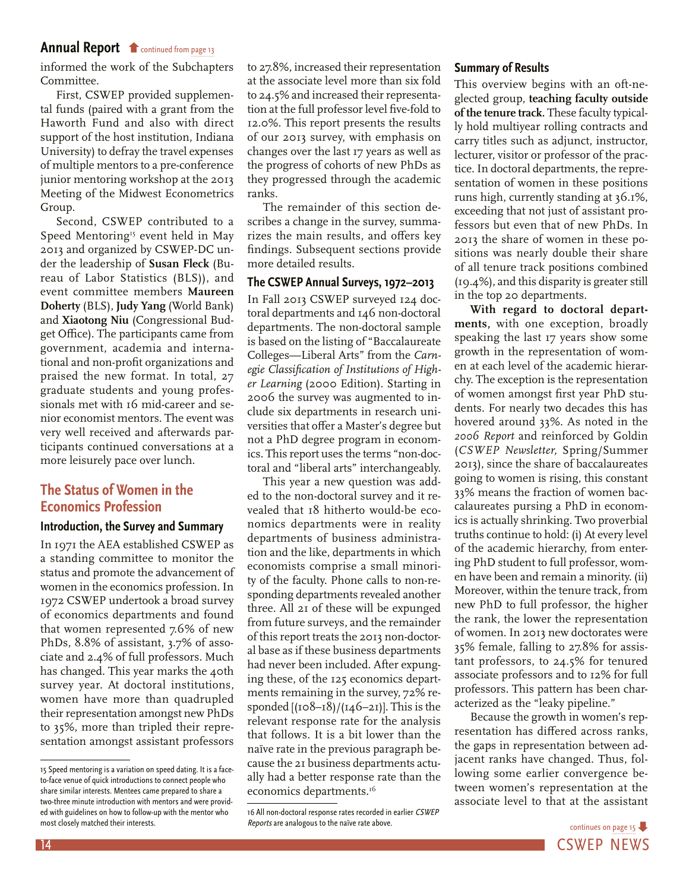## Annual Report continued from page 13

informed the work of the Subchapters Committee.

First, CSWEP provided supplemental funds (paired with a grant from the Haworth Fund and also with direct support of the host institution, Indiana University) to defray the travel expenses of multiple mentors to a pre-conference junior mentoring workshop at the 2013 Meeting of the Midwest Econometrics Group.

Second, CSWEP contributed to a Speed Mentoring[15] event held in May 2013 and organized by CSWEP-DC under the leadership of **Susan Fleck** (Bureau of Labor Statistics (BLS)), and event committee members **Maureen Doherty** (BLS), **Judy Yang** (World Bank) and **Xiaotong Niu** (Congressional Budget Office). The participants came from government, academia and international and non-profit organizations and praised the new format. In total, 27 graduate students and young professionals met with 16 mid-career and senior economist mentors. The event was very well received and afterwards participants continued conversations at a more leisurely pace over lunch.

## The Status of Women in the Economics Profession

### Introduction, the Survey and Summary

In 1971 the AEA established CSWEP as a standing committee to monitor the status and promote the advancement of women in the economics profession. In 1972 CSWEP undertook a broad survey of economics departments and found that women represented 7.6% of new PhDs, 8.8% of assistant, 3.7% of associate and 2.4% of full professors. Much has changed. This year marks the 40th survey year. At doctoral institutions, women have more than quadrupled their representation amongst new PhDs to 35%, more than tripled their representation amongst assistant professors to 27.8%, increased their representation at the associate level more than six fold to 24.5% and increased their representation at the full professor level five-fold to 12.0%. This report presents the results of our 2013 survey, with emphasis on changes over the last 17 years as well as the progress of cohorts of new PhDs as they progressed through the academic ranks.

The remainder of this section describes a change in the survey, summarizes the main results, and offers key findings. Subsequent sections provide more detailed results.

### The CSWEP Annual Surveys, 1972–2013

In Fall 2013 CSWEP surveyed 124 doctoral departments and 146 non-doctoral departments. The non-doctoral sample is based on the listing of "Baccalaureate Colleges—Liberal Arts" from the *Carnegie Classification of Institutions of Higher Learning* (2000 Edition). Starting in 2006 the survey was augmented to include six departments in research universities that offer a Master's degree but not a PhD degree program in economics. This report uses the terms "non-doctoral and "liberal arts" interchangeably.

This year a new question was added to the non-doctoral survey and it revealed that 18 hitherto would-be economics departments were in reality departments of business administration and the like, departments in which economists comprise a small minority of the faculty. Phone calls to non-responding departments revealed another three. All 21 of these will be expunged from future surveys, and the remainder of this report treats the 2013 non-doctoral base as if these business departments had never been included. After expunging these, of the 125 economics departments remaining in the survey, 72% responded [(108–18)/(146–21)]. This is the relevant response rate for the analysis that follows. It is a bit lower than the naïve rate in the previous paragraph because the 21 business departments actually had a better response rate than the economics departments.[16]

### Summary of Results

This overview begins with an oft-neglected group, **teaching faculty outside of the tenure track.** These faculty typically hold multiyear rolling contracts and carry titles such as adjunct, instructor, lecturer, visitor or professor of the practice. In doctoral departments, the representation of women in these positions runs high, currently standing at 36.1%, exceeding that not just of assistant professors but even that of new PhDs. In 2013 the share of women in these positions was nearly double their share of all tenure track positions combined (19.4%), and this disparity is greater still in the top 20 departments.

**With regard to doctoral departments**, with one exception, broadly speaking the last 17 years show some growth in the representation of women at each level of the academic hierarchy. The exception is the representation of women amongst first year PhD students. For nearly two decades this has hovered around 33%. As noted in the *2006 Report* and reinforced by Goldin (*CSWEP Newsletter,* Spring/Summer 2013), since the share of baccalaureates going to women is rising, this constant 33% means the fraction of women baccalaureates pursing a PhD in economics is actually shrinking. Two proverbial truths continue to hold: (i) At every level of the academic hierarchy, from entering PhD student to full professor, women have been and remain a minority. (ii) Moreover, within the tenure track, from new PhD to full professor, the higher the rank, the lower the representation of women. In 2013 new doctorates were 35% female, falling to 27.8% for assistant professors, to 24.5% for tenured associate professors and to 12% for full professors. This pattern has been characterized as the "leaky pipeline."

Because the growth in women's representation has differed across ranks, the gaps in representation between adjacent ranks have changed. Thus, following some earlier convergence between women's representation at the associate level to that at the assistant

continues on page 15

---

15 Speed mentoring is a variation on speed dating. It is a face-to-face venue of quick introductions to connect people who share similar interests. Mentees came prepared to share a two-three minute introduction with mentors and were provided with guidelines on how to follow-up with the mentor who most closely matched their interests.

16 All non-doctoral response rates recorded in earlier *CSWEP Reports* are analogous to the naïve rate above.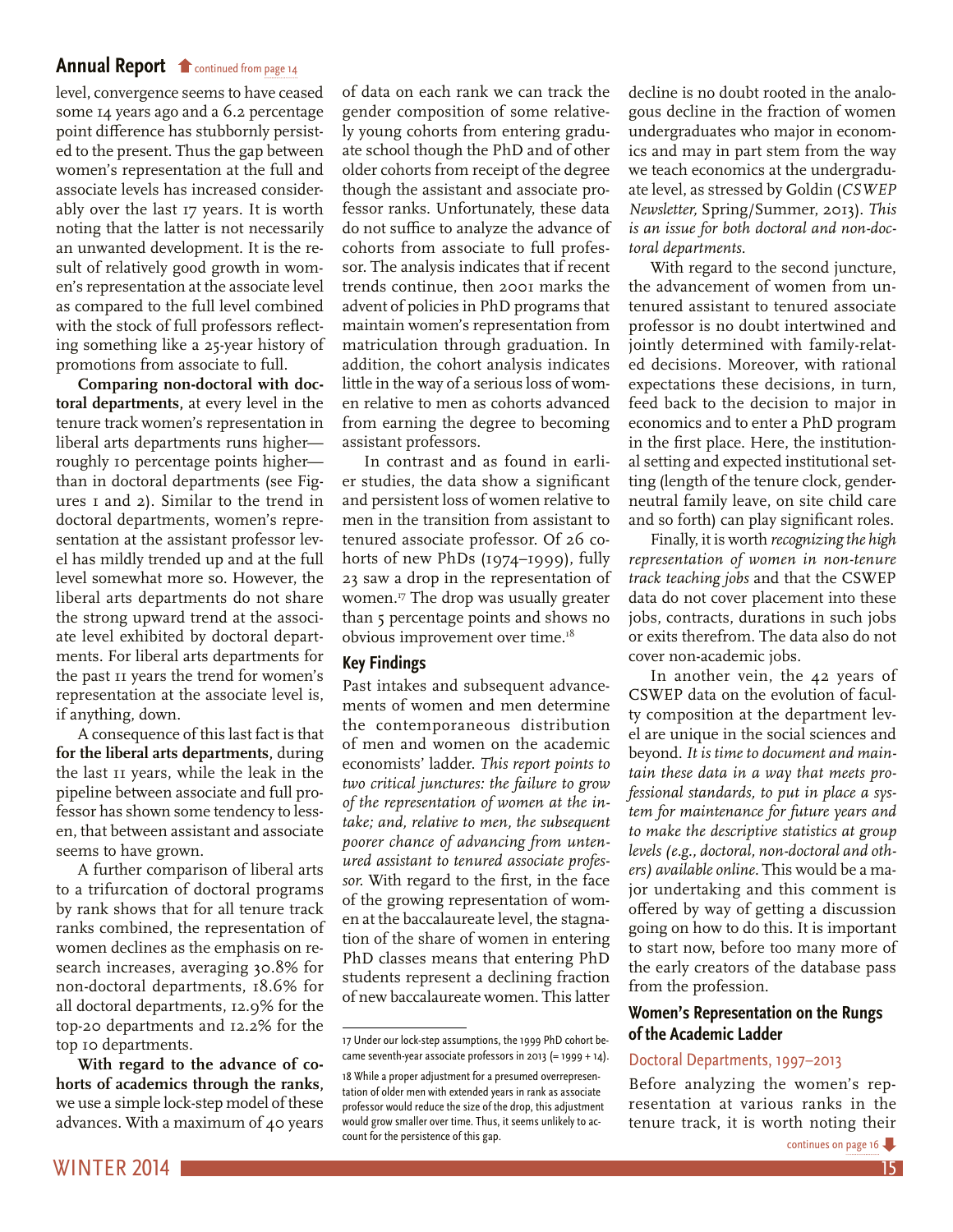level, convergence seems to have ceased some 14 years ago and a 6.2 percentage point difference has stubbornly persisted to the present. Thus the gap between women's representation at the full and associate levels has increased considerably over the last 17 years. It is worth noting that the latter is not necessarily an unwanted development. It is the result of relatively good growth in women's representation at the associate level as compared to the full level combined with the stock of full professors reflecting something like a 25-year history of promotions from associate to full.

**Comparing non-doctoral with doctoral departments,** at every level in the tenure track women's representation in liberal arts departments runs higher—roughly 10 percentage points higher—than in doctoral departments (see Figures 1 and 2). Similar to the trend in doctoral departments, women's representation at the assistant professor level has mildly trended up and at the full level somewhat more so. However, the liberal arts departments do not share the strong upward trend at the associate level exhibited by doctoral departments. For liberal arts departments for the past 11 years the trend for women's representation at the associate level is, if anything, down.

A consequence of this last fact is that **for the liberal arts departments**, during the last 11 years, while the leak in the pipeline between associate and full professor has shown some tendency to lessen, that between assistant and associate seems to have grown.

A further comparison of liberal arts to a trifurcation of doctoral programs by rank shows that for all tenure track ranks combined, the representation of women declines as the emphasis on research increases, averaging 30.8% for non-doctoral departments, 18.6% for all doctoral departments, 12.9% for the top-20 departments and 12.2% for the top 10 departments.

**With regard to the advance of cohorts of academics through the ranks,** we use a simple lock-step model of these advances. With a maximum of 40 years of data on each rank we can track the gender composition of some relatively young cohorts from entering graduate school though the PhD and of other older cohorts from receipt of the degree though the assistant and associate professor ranks. Unfortunately, these data do not suffice to analyze the advance of cohorts from associate to full professor. The analysis indicates that if recent trends continue, then 2001 marks the advent of policies in PhD programs that maintain women's representation from matriculation through graduation. In addition, the cohort analysis indicates little in the way of a serious loss of women relative to men as cohorts advanced from earning the degree to becoming assistant professors.

In contrast and as found in earlier studies, the data show a significant and persistent loss of women relative to men in the transition from assistant to tenured associate professor. Of 26 cohorts of new PhDs (1974–1999), fully 23 saw a drop in the representation of women.[17] The drop was usually greater than 5 percentage points and shows no obvious improvement over time.[18]

## Key Findings

Past intakes and subsequent advancements of women and men determine the contemporaneous distribution of men and women on the academic economists' ladder. *This report points to two critical junctures: the failure to grow of the representation of women at the intake; and, relative to men, the subsequent poorer chance of advancing from untenured assistant to tenured associate professor.* With regard to the first, in the face of the growing representation of women at the baccalaureate level, the stagnation of the share of women in entering PhD classes means that entering PhD students represent a declining fraction of new baccalaureate women. This latter decline is no doubt rooted in the analogous decline in the fraction of women undergraduates who major in economics and may in part stem from the way we teach economics at the undergraduate level, as stressed by Goldin (*CSWEP Newsletter,* Spring/Summer, 2013). *This is an issue for both doctoral and non-doctoral departments.*

With regard to the second juncture, the advancement of women from untenured assistant to tenured associate professor is no doubt intertwined and jointly determined with family-related decisions. Moreover, with rational expectations these decisions, in turn, feed back to the decision to major in economics and to enter a PhD program in the first place. Here, the institutional setting and expected institutional setting (length of the tenure clock, gender-neutral family leave, on site child care and so forth) can play significant roles.

Finally, it is worth *recognizing the high representation of women in non-tenure track teaching jobs* and that the CSWEP data do not cover placement into these jobs, contracts, durations in such jobs or exits therefrom. The data also do not cover non-academic jobs.

In another vein, the 42 years of CSWEP data on the evolution of faculty composition at the department level are unique in the social sciences and beyond. *It is time to document and maintain these data in a way that meets professional standards, to put in place a system for maintenance for future years and to make the descriptive statistics at group levels (e.g., doctoral, non-doctoral and others) available online.* This would be a major undertaking and this comment is offered by way of getting a discussion going on how to do this. It is important to start now, before too many more of the early creators of the database pass from the profession.

## Women's Representation on the Rungs of the Academic Ladder

### Doctoral Departments, 1997–2013

Before analyzing the women's representation at various ranks in the tenure track, it is worth noting their

---

17 Under our lock-step assumptions, the 1999 PhD cohort became seventh-year associate professors in 2013 (= 1999 + 14).

18 While a proper adjustment for a presumed overrepresentation of older men with extended years in rank as associate professor would reduce the size of the drop, this adjustment would grow smaller over time. Thus, it seems unlikely to account for the persistence of this gap.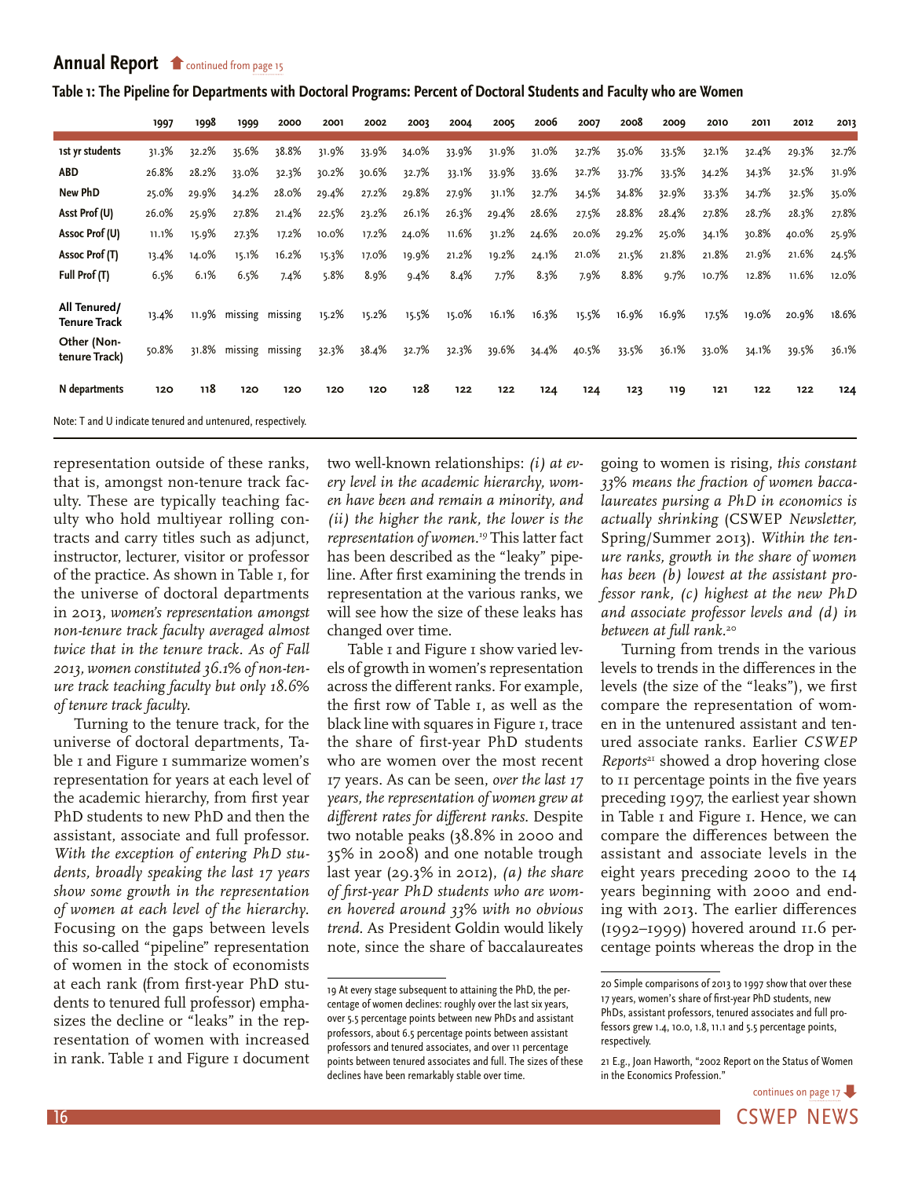## Annual Report continued from page 15

**Table 1: The Pipeline for Departments with Doctoral Programs: Percent of Doctoral Students and Faculty who are Women**

| | 1997 | 1998 | 1999 | 2000 | 2001 | 2002 | 2003 | 2004 | 2005 | 2006 | 2007 | 2008 | 2009 | 2010 | 2011 | 2012 | 2013 |
|---|---|---|---|---|---|---|---|---|---|---|---|---|---|---|---|---|---|
| 1st yr students | 31.3% | 32.2% | 35.6% | 38.8% | 31.9% | 33.9% | 34.0% | 33.9% | 31.9% | 31.0% | 32.7% | 35.0% | 33.5% | 32.1% | 32.4% | 29.3% | 32.7% |
| ABD | 26.8% | 28.2% | 33.0% | 32.3% | 30.2% | 30.6% | 32.7% | 33.1% | 33.9% | 33.6% | 32.7% | 33.7% | 33.5% | 34.2% | 34.3% | 32.5% | 31.9% |
| New PhD | 25.0% | 29.9% | 34.2% | 28.0% | 29.4% | 27.2% | 29.8% | 27.9% | 31.1% | 32.7% | 34.5% | 34.8% | 32.9% | 33.3% | 34.7% | 32.5% | 35.0% |
| Asst Prof (U) | 26.0% | 25.9% | 27.8% | 21.4% | 22.5% | 23.2% | 26.1% | 26.3% | 29.4% | 28.6% | 27.5% | 28.8% | 28.4% | 27.8% | 28.7% | 28.3% | 27.8% |
| Assoc Prof (U) | 11.1% | 15.9% | 27.3% | 17.2% | 10.0% | 17.2% | 24.0% | 11.6% | 31.2% | 24.6% | 20.0% | 29.2% | 25.0% | 34.1% | 30.8% | 40.0% | 25.9% |
| Assoc Prof (T) | 13.4% | 14.0% | 15.1% | 16.2% | 15.3% | 17.0% | 19.9% | 21.2% | 19.2% | 24.1% | 21.0% | 21.5% | 21.8% | 21.8% | 21.9% | 21.6% | 24.5% |
| Full Prof (T) | 6.5% | 6.1% | 6.5% | 7.4% | 5.8% | 8.9% | 9.4% | 8.4% | 7.7% | 8.3% | 7.9% | 8.8% | 9.7% | 10.7% | 12.8% | 11.6% | 12.0% |
| All Tenured/ Tenure Track | 13.4% | 11.9% | missing | missing | 15.2% | 15.2% | 15.5% | 15.0% | 16.1% | 16.3% | 15.5% | 16.9% | 16.9% | 17.5% | 19.0% | 20.9% | 18.6% |
| Other (Non-tenure Track) | 50.8% | 31.8% | missing | missing | 32.3% | 38.4% | 32.7% | 32.3% | 39.6% | 34.4% | 40.5% | 33.5% | 36.1% | 33.0% | 34.1% | 39.5% | 36.1% |
| N departments | 120 | 118 | 120 | 120 | 120 | 120 | 128 | 122 | 122 | 124 | 124 | 123 | 119 | 121 | 122 | 122 | 124 |

Note: T and U indicate tenured and untenured, respectively.

representation outside of these ranks, that is, amongst non-tenure track faculty. These are typically teaching faculty who hold multiyear rolling contracts and carry titles such as adjunct, instructor, lecturer, visitor or professor of the practice. As shown in Table 1, for the universe of doctoral departments in 2013, *women's representation amongst non-tenure track faculty averaged almost twice that in the tenure track. As of Fall 2013, women constituted 36.1% of non-tenure track teaching faculty but only 18.6% of tenure track faculty.*

Turning to the tenure track, for the universe of doctoral departments, Table 1 and Figure 1 summarize women's representation for years at each level of the academic hierarchy, from first year PhD students to new PhD and then the assistant, associate and full professor. *With the exception of entering PhD students, broadly speaking the last 17 years show some growth in the representation of women at each level of the hierarchy.* Focusing on the gaps between levels this so-called "pipeline" representation of women in the stock of economists at each rank (from first-year PhD students to tenured full professor) emphasizes the decline or "leaks" in the representation of women with increased in rank. Table 1 and Figure 1 document two well-known relationships: *(i) at every level in the academic hierarchy, women have been and remain a minority, and (ii) the higher the rank, the lower is the representation of women.*[19] This latter fact has been described as the "leaky" pipeline. After first examining the trends in representation at the various ranks, we will see how the size of these leaks has changed over time.

Table 1 and Figure 1 show varied levels of growth in women's representation across the different ranks. For example, the first row of Table 1, as well as the black line with squares in Figure 1, trace the share of first-year PhD students who are women over the most recent 17 years. As can be seen, *over the last 17 years, the representation of women grew at different rates for different ranks.* Despite two notable peaks (38.8% in 2000 and 35% in 2008) and one notable trough last year (29.3% in 2012), *(a) the share of first-year PhD students who are women hovered around 33% with no obvious trend.* As President Goldin would likely note, since the share of baccalaureates going to women is rising, *this constant 33% means the fraction of women baccalaureates pursing a PhD in economics is actually shrinking* (CSWEP *Newsletter,* Spring/Summer 2013). *Within the tenure ranks, growth in the share of women has been (b) lowest at the assistant professor rank, (c) highest at the new PhD and associate professor levels and (d) in between at full rank.*[20]

Turning from trends in the various levels to trends in the differences in the levels (the size of the "leaks"), we first compare the representation of women in the untenured assistant and tenured associate ranks. Earlier *CSWEP Reports*[21] showed a drop hovering close to 11 percentage points in the five years preceding 1997, the earliest year shown in Table 1 and Figure 1. Hence, we can compare the differences between the assistant and associate levels in the eight years preceding 2000 to the 14 years beginning with 2000 and ending with 2013. The earlier differences (1992–1999) hovered around 11.6 percentage points whereas the drop in the

---

[19] At every stage subsequent to attaining the PhD, the percentage of women declines: roughly over the last six years, over 5.5 percentage points between new PhDs and assistant professors, about 6.5 percentage points between assistant professors and tenured associates, and over 11 percentage points between tenured associates and full. The sizes of these declines have been remarkably stable over time.

[20] Simple comparisons of 2013 to 1997 show that over these 17 years, women's share of first-year PhD students, new PhDs, assistant professors, tenured associates and full professors grew 1.4, 10.0, 1.8, 11.1 and 5.5 percentage points, respectively.

[21] E.g., Joan Haworth, "2002 Report on the Status of Women in the Economics Profession."

continues on page 17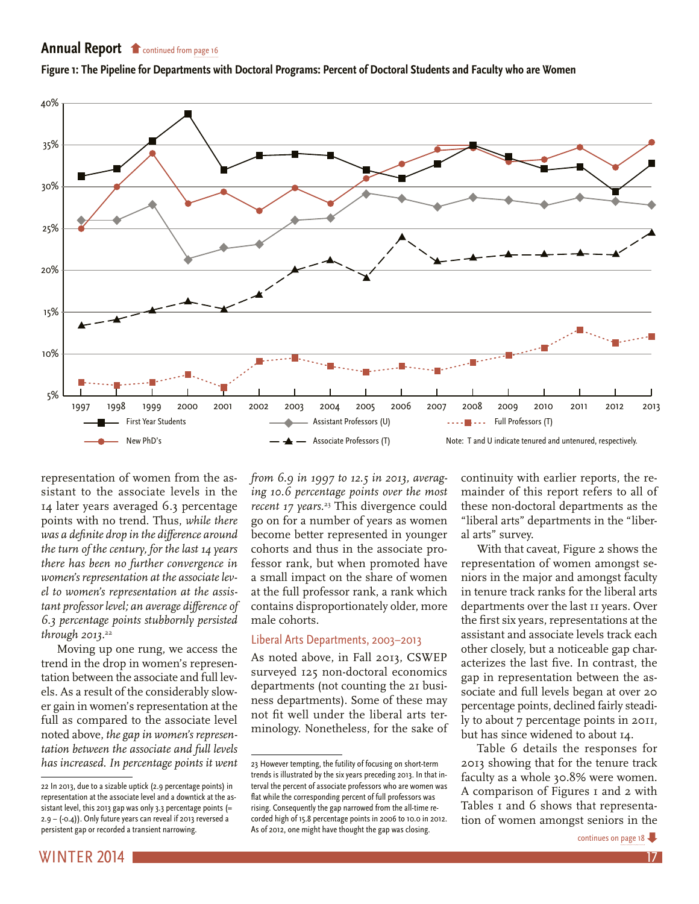## Annual Report continued from page 16

**Figure 1: The Pipeline for Departments with Doctoral Programs: Percent of Doctoral Students and Faculty who are Women**

First Year Students — New PhD's — Assistant Professors (U) — Associate Professors (T) — Full Professors (T)

Note: T and U indicate tenured and untenured, respectively.

representation of women from the assistant to the associate levels in the 14 later years averaged 6.3 percentage points with no trend. Thus, *while there was a definite drop in the difference around the turn of the century, for the last 14 years there has been no further convergence in women's representation at the associate level to women's representation at the assistant professor level; an average difference of 6.3 percentage points stubbornly persisted through 2013.*[22]

Moving up one rung, we access the trend in the drop in women's representation between the associate and full levels. As a result of the considerably slower gain in women's representation at the full as compared to the associate level noted above, *the gap in women's representation between the associate and full levels has increased. In percentage points it went from 6.9 in 1997 to 12.5 in 2013, averaging 10.6 percentage points over the most recent 17 years.*[23] This divergence could go on for a number of years as women become better represented in younger cohorts and thus in the associate professor rank, but when promoted have a small impact on the share of women at the full professor rank, a rank which contains disproportionately older, more male cohorts.

### Liberal Arts Departments, 2003–2013

As noted above, in Fall 2013, CSWEP surveyed 125 non-doctoral economics departments (not counting the 21 business departments). Some of these may not fit well under the liberal arts terminology. Nonetheless, for the sake of continuity with earlier reports, the remainder of this report refers to all of these non-doctoral departments as the "liberal arts" departments in the "liberal arts" survey.

With that caveat, Figure 2 shows the representation of women amongst seniors in the major and amongst faculty in tenure track ranks for the liberal arts departments over the last 11 years. Over the first six years, representations at the assistant and associate levels track each other closely, but a noticeable gap characterizes the last five. In contrast, the gap in representation between the associate and full levels began at over 20 percentage points, declined fairly steadily to about 7 percentage points in 2011, but has since widened to about 14.

Table 6 details the responses for 2013 showing that for the tenure track faculty as a whole 30.8% were women. A comparison of Figures 1 and 2 with Tables 1 and 6 shows that representation of women amongst seniors in the

continues on page 18

---

22 In 2013, due to a sizable uptick (2.9 percentage points) in representation at the associate level and a downtick at the assistant level, this 2013 gap was only 3.3 percentage points (= 2.9 – (-0.4)). Only future years can reveal if 2013 reversed a persistent gap or recorded a transient narrowing.

23 However tempting, the futility of focusing on short-term trends is illustrated by the six years preceding 2013. In that interval the percent of associate professors who are women was flat while the corresponding percent of full professors was rising. Consequently the gap narrowed from the all-time recorded high of 15.8 percentage points in 2006 to 10.0 in 2012. As of 2012, one might have thought the gap was closing.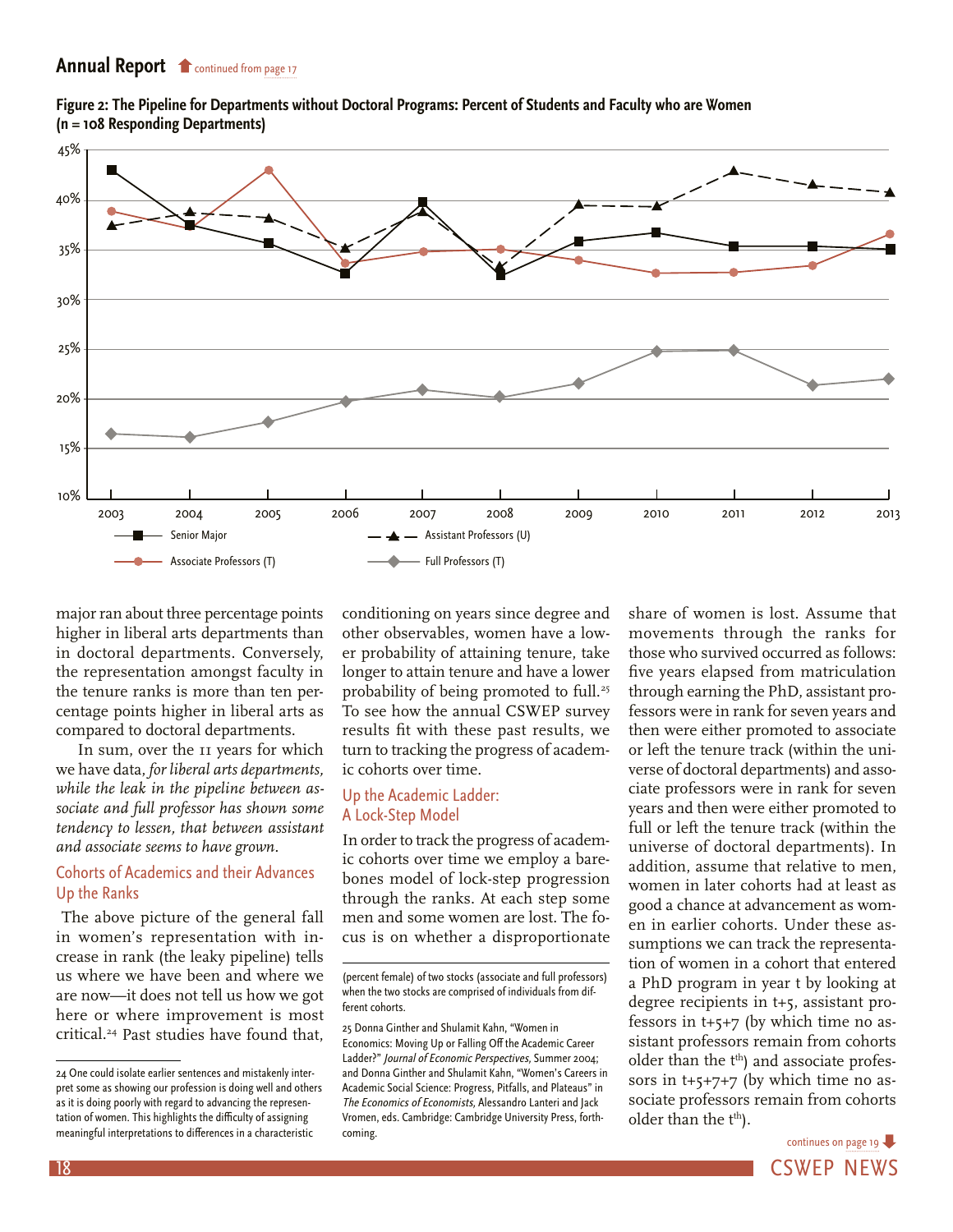## Annual Report continued from page 17

**Figure 2: The Pipeline for Departments without Doctoral Programs: Percent of Students and Faculty who are Women (n = 108 Responding Departments)**

major ran about three percentage points higher in liberal arts departments than in doctoral departments. Conversely, the representation amongst faculty in the tenure ranks is more than ten percentage points higher in liberal arts as compared to doctoral departments.

In sum, over the 11 years for which we have data, *for liberal arts departments, while the leak in the pipeline between associate and full professor has shown some tendency to lessen, that between assistant and associate seems to have grown*.

### Cohorts of Academics and their Advances Up the Ranks

The above picture of the general fall in women's representation with increase in rank (the leaky pipeline) tells us where we have been and where we are now—it does not tell us how we got here or where improvement is most critical.[24] Past studies have found that, conditioning on years since degree and other observables, women have a lower probability of attaining tenure, take longer to attain tenure and have a lower probability of being promoted to full.[25] To see how the annual CSWEP survey results fit with these past results, we turn to tracking the progress of academic cohorts over time.

### Up the Academic Ladder: A Lock-Step Model

In order to track the progress of academic cohorts over time we employ a bare-bones model of lock-step progression through the ranks. At each step some men and some women are lost. The focus is on whether a disproportionate share of women is lost. Assume that movements through the ranks for those who survived occurred as follows: five years elapsed from matriculation through earning the PhD, assistant professors were in rank for seven years and then were either promoted to associate or left the tenure track (within the universe of doctoral departments) and associate professors were in rank for seven years and then were either promoted to full or left the tenure track (within the universe of doctoral departments). In addition, assume that relative to men, women in later cohorts had at least as good a chance at advancement as women in earlier cohorts. Under these assumptions we can track the representation of women in a cohort that entered a PhD program in year t by looking at degree recipients in t+5, assistant professors in t+5+7 (by which time no assistant professors remain from cohorts older than the t[th]) and associate professors in t+5+7+7 (by which time no associate professors remain from cohorts older than the t[th]).

continues on page 19

---

24 One could isolate earlier sentences and mistakenly interpret some as showing our profession is doing well and others as it is doing poorly with regard to advancing the representation of women. This highlights the difficulty of assigning meaningful interpretations to differences in a characteristic (percent female) of two stocks (associate and full professors) when the two stocks are comprised of individuals from different cohorts.

25 Donna Ginther and Shulamit Kahn, "Women in Economics: Moving Up or Falling Off the Academic Career Ladder?" *Journal of Economic Perspectives*, Summer 2004; and Donna Ginther and Shulamit Kahn, "Women's Careers in Academic Social Science: Progress, Pitfalls, and Plateaus" in *The Economics of Economists*, Alessandro Lanteri and Jack Vromen, eds. Cambridge: Cambridge University Press, forthcoming.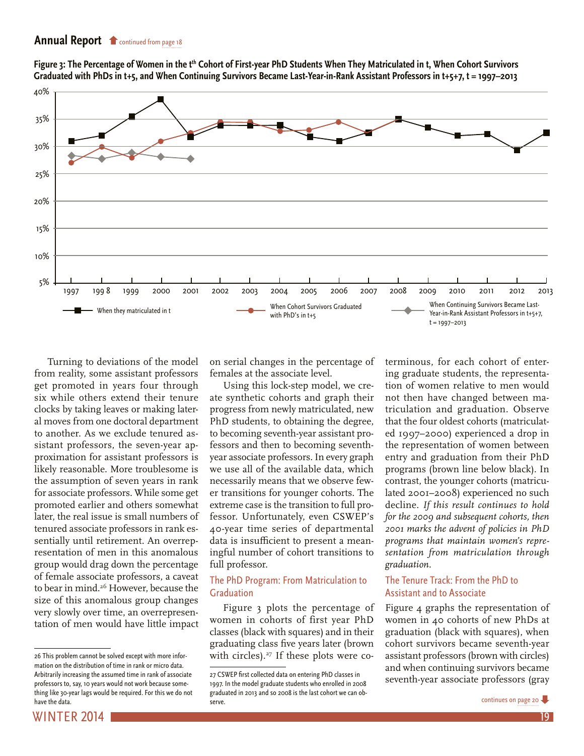## Annual Report

continued from page 18

**Figure 3: The Percentage of Women in the t[th] Cohort of First-year PhD Students When They Matriculated in t, When Cohort Survivors Graduated with PhDs in t+5, and When Continuing Survivors Became Last-Year-in-Rank Assistant Professors in t+5+7, t = 1997–2013**

Turning to deviations of the model from reality, some assistant professors get promoted in years four through six while others extend their tenure clocks by taking leaves or making lateral moves from one doctoral department to another. As we exclude tenured assistant professors, the seven-year approximation for assistant professors is likely reasonable. More troublesome is the assumption of seven years in rank for associate professors. While some get promoted earlier and others somewhat later, the real issue is small numbers of tenured associate professors in rank essentially until retirement. An overrepresentation of men in this anomalous group would drag down the percentage of female associate professors, a caveat to bear in mind.[26] However, because the size of this anomalous group changes very slowly over time, an overrepresentation of men would have little impact on serial changes in the percentage of females at the associate level.

Using this lock-step model, we create synthetic cohorts and graph their progress from newly matriculated, new PhD students, to obtaining the degree, to becoming seventh-year assistant professors and then to becoming seventh-year associate professors. In every graph we use all of the available data, which necessarily means that we observe fewer transitions for younger cohorts. The extreme case is the transition to full professor. Unfortunately, even CSWEP's 40-year time series of departmental data is insufficient to present a meaningful number of cohort transitions to full professor.

### The PhD Program: From Matriculation to Graduation

Figure 3 plots the percentage of women in cohorts of first year PhD classes (black with squares) and in their graduating class five years later (brown with circles).[27] If these plots were coterminous, for each cohort of entering graduate students, the representation of women relative to men would not then have changed between matriculation and graduation. Observe that the four oldest cohorts (matriculated 1997–2000) experienced a drop in the representation of women between entry and graduation from their PhD programs (brown line below black). In contrast, the younger cohorts (matriculated 2001–2008) experienced no such decline. *If this result continues to hold for the 2009 and subsequent cohorts, then 2001 marks the advent of policies in PhD programs that maintain women's representation from matriculation through graduation.*

### The Tenure Track: From the PhD to Assistant and to Associate

Figure 4 graphs the representation of women in 40 cohorts of new PhDs at graduation (black with squares), when cohort survivors became seventh-year assistant professors (brown with circles) and when continuing survivors became seventh-year associate professors (gray

continues on page 20

---

26 This problem cannot be solved except with more information on the distribution of time in rank or micro data. Arbitrarily increasing the assumed time in rank of associate professors to, say, 10 years would not work because something like 30-year lags would be required. For this we do not have the data.

27 CSWEP first collected data on entering PhD classes in 1997. In the model graduate students who enrolled in 2008 graduated in 2013 and so 2008 is the last cohort we can observe.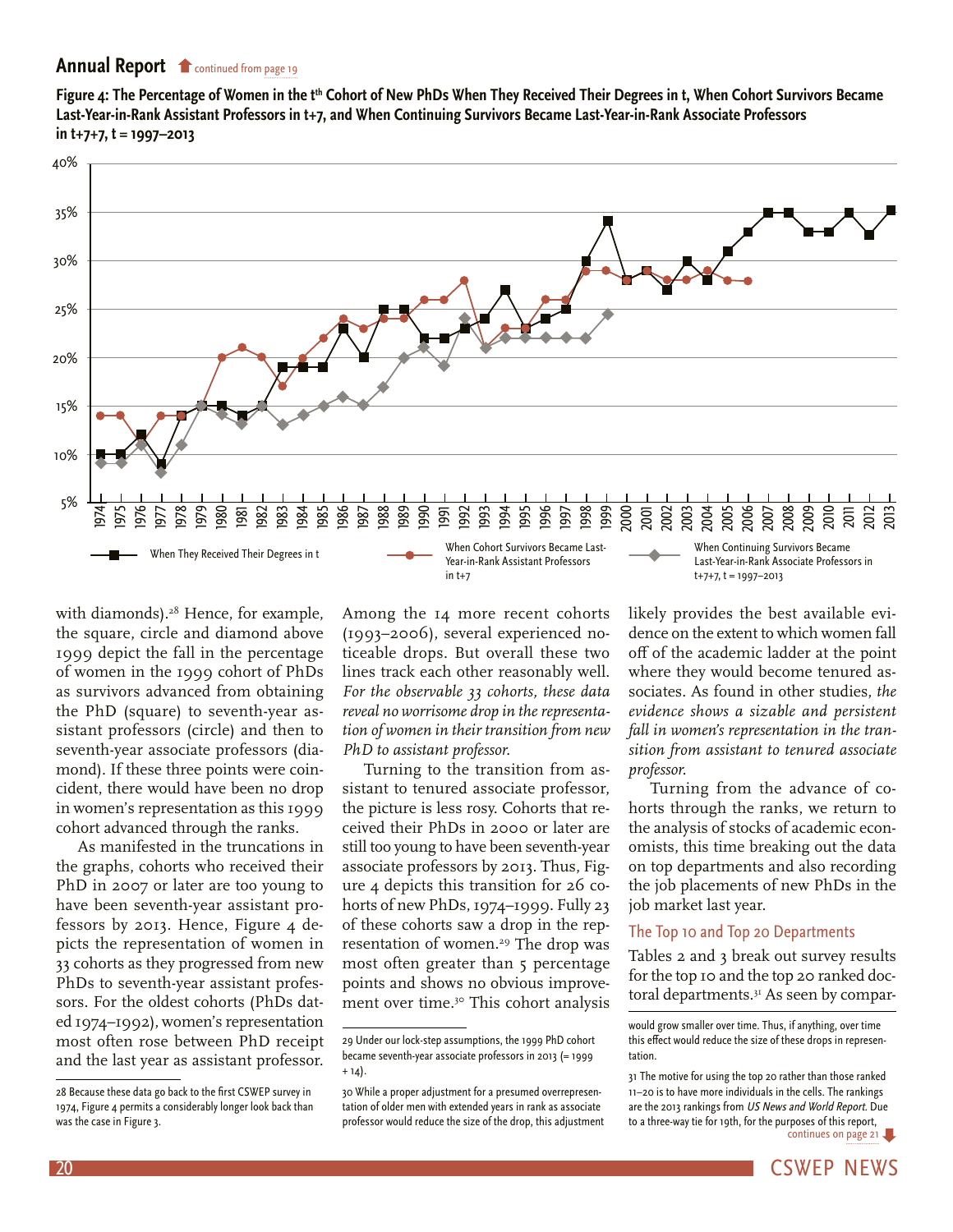## Annual Report continued from page 19

**Figure 4: The Percentage of Women in the t[th] Cohort of New PhDs When They Received Their Degrees in t, When Cohort Survivors Became Last-Year-in-Rank Assistant Professors in t+7, and When Continuing Survivors Became Last-Year-in-Rank Associate Professors in t+7+7, t = 1997–2013**

with diamonds).[28] Hence, for example, the square, circle and diamond above 1999 depict the fall in the percentage of women in the 1999 cohort of PhDs as survivors advanced from obtaining the PhD (square) to seventh-year assistant professors (circle) and then to seventh-year associate professors (diamond). If these three points were coincident, there would have been no drop in women's representation as this 1999 cohort advanced through the ranks.

As manifested in the truncations in the graphs, cohorts who received their PhD in 2007 or later are too young to have been seventh-year assistant professors by 2013. Hence, Figure 4 depicts the representation of women in 33 cohorts as they progressed from new PhDs to seventh-year assistant professors. For the oldest cohorts (PhDs dated 1974–1992), women's representation most often rose between PhD receipt and the last year as assistant professor. Among the 14 more recent cohorts (1993–2006), several experienced noticeable drops. But overall these two lines track each other reasonably well. *For the observable 33 cohorts, these data reveal no worrisome drop in the representation of women in their transition from new PhD to assistant professor.*

Turning to the transition from assistant to tenured associate professor, the picture is less rosy. Cohorts that received their PhDs in 2000 or later are still too young to have been seventh-year associate professors by 2013. Thus, Figure 4 depicts this transition for 26 cohorts of new PhDs, 1974–1999. Fully 23 of these cohorts saw a drop in the representation of women.[29] The drop was most often greater than 5 percentage points and shows no obvious improvement over time.[30] This cohort analysis likely provides the best available evidence on the extent to which women fall off of the academic ladder at the point where they would become tenured associates. As found in other studies, *the evidence shows a sizable and persistent fall in women's representation in the transition from assistant to tenured associate professor.*

Turning from the advance of cohorts through the ranks, we return to the analysis of stocks of academic economists, this time breaking out the data on top departments and also recording the job placements of new PhDs in the job market last year.

### The Top 10 and Top 20 Departments

Tables 2 and 3 break out survey results for the top 10 and the top 20 ranked doctoral departments.[31] As seen by compar- continues on page 21

---

28 Because these data go back to the first CSWEP survey in 1974, Figure 4 permits a considerably longer look back than was the case in Figure 3.

29 Under our lock-step assumptions, the 1999 PhD cohort became seventh-year associate professors in 2013 (= 1999 + 14).

30 While a proper adjustment for a presumed overrepresentation of older men with extended years in rank as associate professor would reduce the size of the drop, this adjustment would grow smaller over time. Thus, if anything, over time this effect would reduce the size of these drops in representation.

31 The motive for using the top 20 rather than those ranked 11–20 is to have more individuals in the cells. The rankings are the 2013 rankings from *US News and World Report*. Due to a three-way tie for 19th, for the purposes of this report,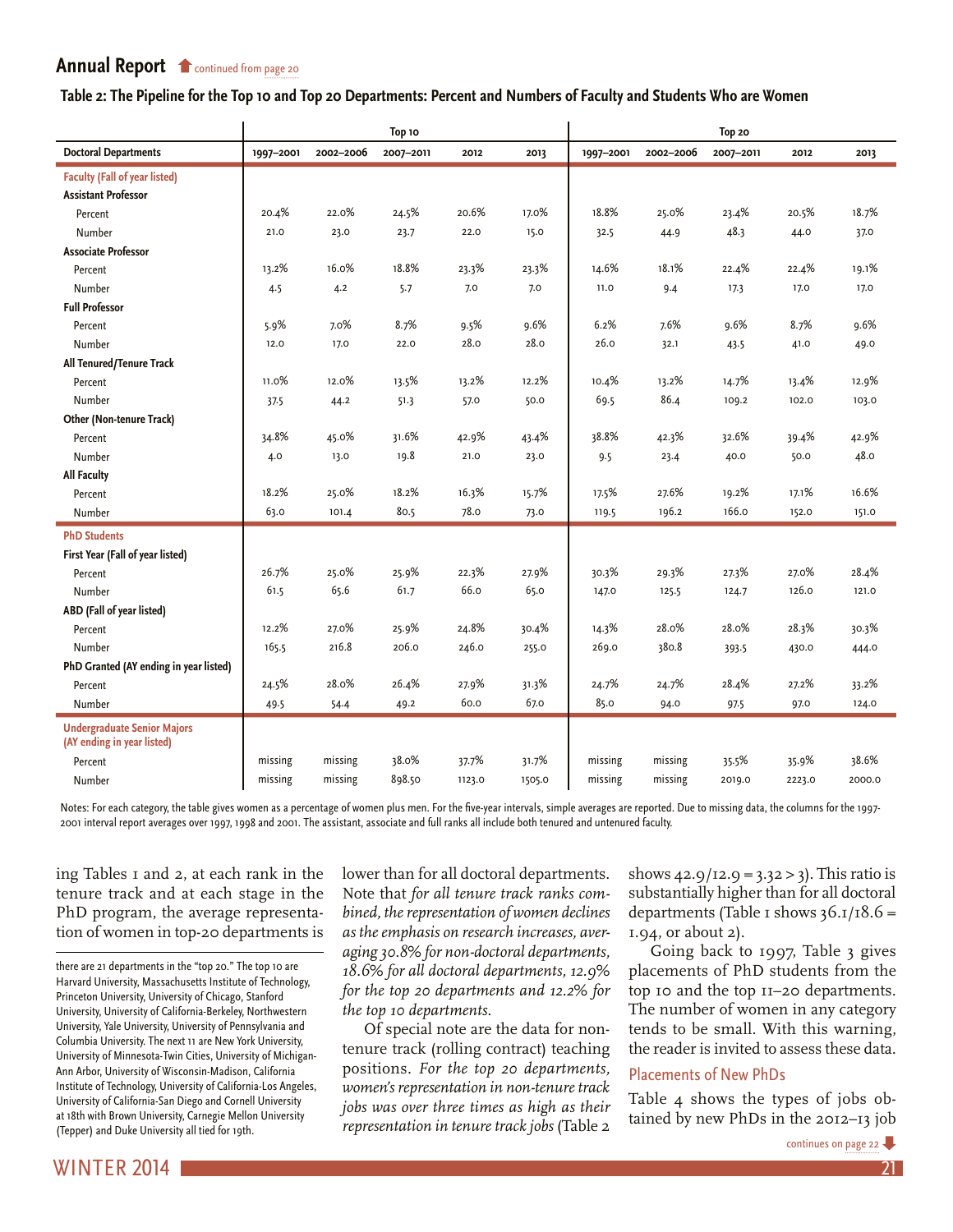## Annual Report continued from page 20

**Table 2: The Pipeline for the Top 10 and Top 20 Departments: Percent and Numbers of Faculty and Students Who are Women**

| | Top 10 | | | | | Top 20 | | | | |
|---|---|---|---|---|---|---|---|---|---|---|
| **Doctoral Departments** | 1997–2001 | 2002–2006 | 2007–2011 | 2012 | 2013 | 1997–2001 | 2002–2006 | 2007–2011 | 2012 | 2013 |
| **Faculty (Fall of year listed)** | | | | | | | | | | |
| **Assistant Professor** | | | | | | | | | | |
| Percent | 20.4% | 22.0% | 24.5% | 20.6% | 17.0% | 18.8% | 25.0% | 23.4% | 20.5% | 18.7% |
| Number | 21.0 | 23.0 | 23.7 | 22.0 | 15.0 | 32.5 | 44.9 | 48.3 | 44.0 | 37.0 |
| **Associate Professor** | | | | | | | | | | |
| Percent | 13.2% | 16.0% | 18.8% | 23.3% | 23.3% | 14.6% | 18.1% | 22.4% | 22.4% | 19.1% |
| Number | 4.5 | 4.2 | 5.7 | 7.0 | 7.0 | 11.0 | 9.4 | 17.3 | 17.0 | 17.0 |
| **Full Professor** | | | | | | | | | | |
| Percent | 5.9% | 7.0% | 8.7% | 9.5% | 9.6% | 6.2% | 7.6% | 9.6% | 8.7% | 9.6% |
| Number | 12.0 | 17.0 | 22.0 | 28.0 | 28.0 | 26.0 | 32.1 | 43.5 | 41.0 | 49.0 |
| **All Tenured/Tenure Track** | | | | | | | | | | |
| Percent | 11.0% | 12.0% | 13.5% | 13.2% | 12.2% | 10.4% | 13.2% | 14.7% | 13.4% | 12.9% |
| Number | 37.5 | 44.2 | 51.3 | 57.0 | 50.0 | 69.5 | 86.4 | 109.2 | 102.0 | 103.0 |
| **Other (Non-tenure Track)** | | | | | | | | | | |
| Percent | 34.8% | 45.0% | 31.6% | 42.9% | 43.4% | 38.8% | 42.3% | 32.6% | 39.4% | 42.9% |
| Number | 4.0 | 13.0 | 19.8 | 21.0 | 23.0 | 9.5 | 23.4 | 40.0 | 50.0 | 48.0 |
| **All Faculty** | | | | | | | | | | |
| Percent | 18.2% | 25.0% | 18.2% | 16.3% | 15.7% | 17.5% | 27.6% | 19.2% | 17.1% | 16.6% |
| Number | 63.0 | 101.4 | 80.5 | 78.0 | 73.0 | 119.5 | 196.2 | 166.0 | 152.0 | 151.0 |
| **PhD Students** | | | | | | | | | | |
| **First Year (Fall of year listed)** | | | | | | | | | | |
| Percent | 26.7% | 25.0% | 25.9% | 22.3% | 27.9% | 30.3% | 29.3% | 27.3% | 27.0% | 28.4% |
| Number | 61.5 | 65.6 | 61.7 | 66.0 | 65.0 | 147.0 | 125.5 | 124.7 | 126.0 | 121.0 |
| **ABD (Fall of year listed)** | | | | | | | | | | |
| Percent | 12.2% | 27.0% | 25.9% | 24.8% | 30.4% | 14.3% | 28.0% | 28.0% | 28.3% | 30.3% |
| Number | 165.5 | 216.8 | 206.0 | 246.0 | 255.0 | 269.0 | 380.8 | 393.5 | 430.0 | 444.0 |
| **PhD Granted (AY ending in year listed)** | | | | | | | | | | |
| Percent | 24.5% | 28.0% | 26.4% | 27.9% | 31.3% | 24.7% | 24.7% | 28.4% | 27.2% | 33.2% |
| Number | 49.5 | 54.4 | 49.2 | 60.0 | 67.0 | 85.0 | 94.0 | 97.5 | 97.0 | 124.0 |
| **Undergraduate Senior Majors (AY ending in year listed)** | | | | | | | | | | |
| Percent | missing | missing | 38.0% | 37.7% | 31.7% | missing | missing | 35.5% | 35.9% | 38.6% |
| Number | missing | missing | 898.50 | 1123.0 | 1505.0 | missing | missing | 2019.0 | 2223.0 | 2000.0 |

Notes: For each category, the table gives women as a percentage of women plus men. For the five-year intervals, simple averages are reported. Due to missing data, the columns for the 1997-2001 interval report averages over 1997, 1998 and 2001. The assistant, associate and full ranks all include both tenured and untenured faculty.

ing Tables 1 and 2, at each rank in the tenure track and at each stage in the PhD program, the average representation of women in top-20 departments is lower than for all doctoral departments. Note that *for all tenure track ranks combined, the representation of women declines as the emphasis on research increases, averaging 30.8% for non-doctoral departments, 18.6% for all doctoral departments, 12.9% for the top 20 departments and 12.2% for the top 10 departments.*

Of special note are the data for non-tenure track (rolling contract) teaching positions. *For the top 20 departments, women's representation in non-tenure track jobs was over three times as high as their representation in tenure track jobs* (Table 2 shows $42.9/12.9 = 3.32 > 3$). This ratio is substantially higher than for all doctoral departments (Table 1 shows $36.1/18.6 = 1.94$, or about 2).

Going back to 1997, Table 3 gives placements of PhD students from the top 10 and the top 11–20 departments. The number of women in any category tends to be small. With this warning, the reader is invited to assess these data.

### Placements of New PhDs

Table 4 shows the types of jobs obtained by new PhDs in the 2012–13 job

continues on page 22

there are 21 departments in the "top 20." The top 10 are Harvard University, Massachusetts Institute of Technology, Princeton University, University of Chicago, Stanford University, University of California-Berkeley, Northwestern University, Yale University, University of Pennsylvania and Columbia University. The next 11 are New York University, University of Minnesota-Twin Cities, University of Michigan-Ann Arbor, University of Wisconsin-Madison, California Institute of Technology, University of California-Los Angeles, University of California-San Diego and Cornell University at 18th with Brown University, Carnegie Mellon University (Tepper) and Duke University all tied for 19th.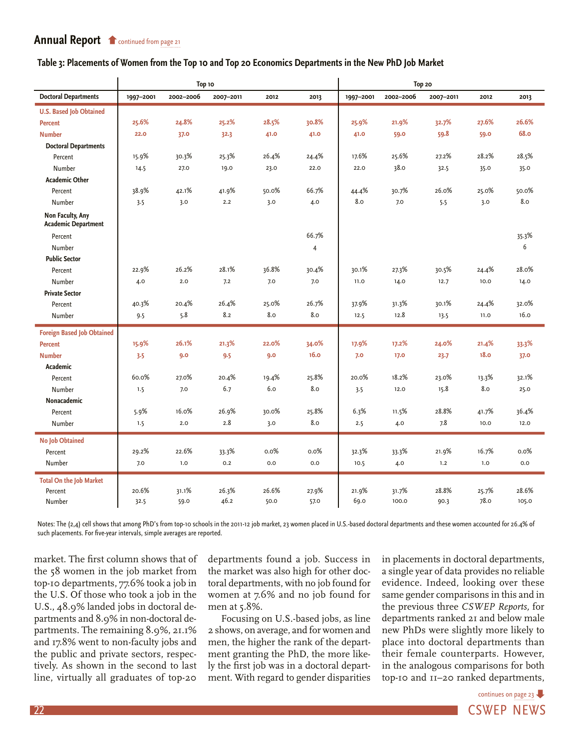## Annual Report

continued from page 21

**Table 3: Placements of Women from the Top 10 and Top 20 Economics Departments in the New PhD Job Market**

| | Top 10 | | | | | Top 20 | | | | |
|---|---|---|---|---|---|---|---|---|---|---|
| **Doctoral Departments** | **1997–2001** | **2002–2006** | **2007–2011** | **2012** | **2013** | **1997–2001** | **2002–2006** | **2007–2011** | **2012** | **2013** |
| **U.S. Based Job Obtained** | | | | | | | | | | |
| **Percent** | **25.6%** | **24.8%** | **25.2%** | **28.5%** | **30.8%** | **25.9%** | **21.9%** | **32.7%** | **27.6%** | **26.6%** |
| **Number** | **22.0** | **37.0** | **32.3** | **41.0** | **41.0** | **41.0** | **59.0** | **59.8** | **59.0** | **68.0** |
| **Doctoral Departments** | | | | | | | | | | |
| Percent | 15.9% | 30.3% | 25.3% | 26.4% | 24.4% | 17.6% | 25.6% | 27.2% | 28.2% | 28.5% |
| Number | 14.5 | 27.0 | 19.0 | 23.0 | 22.0 | 22.0 | 38.0 | 32.5 | 35.0 | 35.0 |
| **Academic Other** | | | | | | | | | | |
| Percent | 38.9% | 42.1% | 41.9% | 50.0% | 66.7% | 44.4% | 30.7% | 26.0% | 25.0% | 50.0% |
| Number | 3.5 | 3.0 | 2.2 | 3.0 | 4.0 | 8.0 | 7.0 | 5.5 | 3.0 | 8.0 |
| **Non Faculty, Any Academic Department** | | | | | | | | | | |
| Percent | | | | | 66.7% | | | | | 35.3% |
| Number | | | | | 4 | | | | | 6 |
| **Public Sector** | | | | | | | | | | |
| Percent | 22.9% | 26.2% | 28.1% | 36.8% | 30.4% | 30.1% | 27.3% | 30.5% | 24.4% | 28.0% |
| Number | 4.0 | 2.0 | 7.2 | 7.0 | 7.0 | 11.0 | 14.0 | 12.7 | 10.0 | 14.0 |
| **Private Sector** | | | | | | | | | | |
| Percent | 40.3% | 20.4% | 26.4% | 25.0% | 26.7% | 37.9% | 31.3% | 30.1% | 24.4% | 32.0% |
| Number | 9.5 | 5.8 | 8.2 | 8.0 | 8.0 | 12.5 | 12.8 | 13.5 | 11.0 | 16.0 |
| **Foreign Based Job Obtained** | | | | | | | | | | |
| **Percent** | **15.9%** | **26.1%** | **21.3%** | **22.0%** | **34.0%** | **17.9%** | **17.2%** | **24.0%** | **21.4%** | **33.3%** |
| **Number** | **3.5** | **9.0** | **9.5** | **9.0** | **16.0** | **7.0** | **17.0** | **23.7** | **18.0** | **37.0** |
| **Academic** | | | | | | | | | | |
| Percent | 60.0% | 27.0% | 20.4% | 19.4% | 25.8% | 20.0% | 18.2% | 23.0% | 13.3% | 32.1% |
| Number | 1.5 | 7.0 | 6.7 | 6.0 | 8.0 | 3.5 | 12.0 | 15.8 | 8.0 | 25.0 |
| **Nonacademic** | | | | | | | | | | |
| Percent | 5.9% | 16.0% | 26.9% | 30.0% | 25.8% | 6.3% | 11.5% | 28.8% | 41.7% | 36.4% |
| Number | 1.5 | 2.0 | 2.8 | 3.0 | 8.0 | 2.5 | 4.0 | 7.8 | 10.0 | 12.0 |
| **No Job Obtained** | | | | | | | | | | |
| Percent | 29.2% | 22.6% | 33.3% | 0.0% | 0.0% | 32.3% | 33.3% | 21.9% | 16.7% | 0.0% |
| Number | 7.0 | 1.0 | 0.2 | 0.0 | 0.0 | 10.5 | 4.0 | 1.2 | 1.0 | 0.0 |
| **Total On the Job Market** | | | | | | | | | | |
| Percent | 20.6% | 31.1% | 26.3% | 26.6% | 27.9% | 21.9% | 31.7% | 28.8% | 25.7% | 28.6% |
| Number | 32.5 | 59.0 | 46.2 | 50.0 | 57.0 | 69.0 | 100.0 | 90.3 | 78.0 | 105.0 |

Notes: The (2,4) cell shows that among PhD's from top-10 schools in the 2011-12 job market, 23 women placed in U.S.-based doctoral departments and these women accounted for 26.4% of such placements. For five-year intervals, simple averages are reported.

market. The first column shows that of the 58 women in the job market from top-10 departments, 77.6% took a job in the U.S. Of those who took a job in the U.S., 48.9% landed jobs in doctoral departments and 8.9% in non-doctoral departments. The remaining 8.9%, 21.1% and 17.8% went to non-faculty jobs and the public and private sectors, respectively. As shown in the second to last line, virtually all graduates of top-20 departments found a job. Success in the market was also high for other doctoral departments, with no job found for women at 7.6% and no job found for men at 5.8%.

Focusing on U.S.-based jobs, as line 2 shows, on average, and for women and men, the higher the rank of the department granting the PhD, the more likely the first job was in a doctoral department. With regard to gender disparities in placements in doctoral departments, a single year of data provides no reliable evidence. Indeed, looking over these same gender comparisons in this and in the previous three *CSWEP Reports,* for departments ranked 21 and below male new PhDs were slightly more likely to place into doctoral departments than their female counterparts. However, in the analogous comparisons for both top-10 and 11–20 ranked departments,

continues on page 23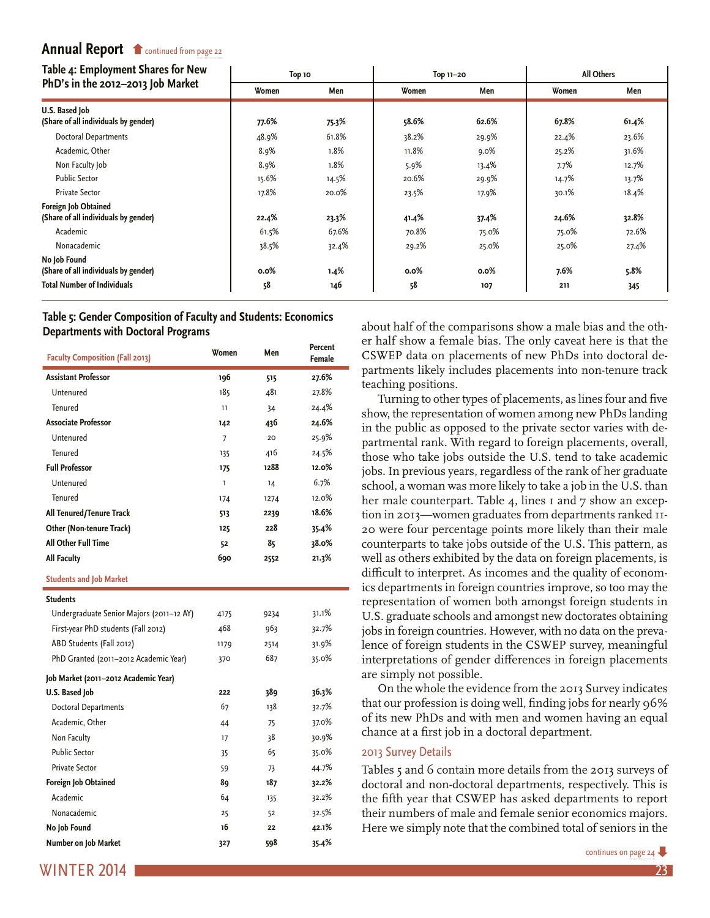## Annual Report

continued from page 22

**Table 4: Employment Shares for New PhD's in the 2012–2013 Job Market**

| | Top 10 | | Top 11–20 | | All Others | |
|---|---|---|---|---|---|---|
| | Women | Men | Women | Men | Women | Men |
| **U.S. Based Job (Share of all individuals by gender)** | **77.6%** | **75.3%** | **58.6%** | **62.6%** | **67.8%** | **61.4%** |
| Doctoral Departments | 48.9% | 61.8% | 38.2% | 29.9% | 22.4% | 23.6% |
| Academic, Other | 8.9% | 1.8% | 11.8% | 9.0% | 25.2% | 31.6% |
| Non Faculty Job | 8.9% | 1.8% | 5.9% | 13.4% | 7.7% | 12.7% |
| Public Sector | 15.6% | 14.5% | 20.6% | 29.9% | 14.7% | 13.7% |
| Private Sector | 17.8% | 20.0% | 23.5% | 17.9% | 30.1% | 18.4% |
| **Foreign Job Obtained (Share of all individuals by gender)** | **22.4%** | **23.3%** | **41.4%** | **37.4%** | **24.6%** | **32.8%** |
| Academic | 61.5% | 67.6% | 70.8% | 75.0% | 75.0% | 72.6% |
| Nonacademic | 38.5% | 32.4% | 29.2% | 25.0% | 25.0% | 27.4% |
| **No Job Found (Share of all individuals by gender)** | **0.0%** | **1.4%** | **0.0%** | **0.0%** | **7.6%** | **5.8%** |
| **Total Number of Individuals** | **58** | **146** | **58** | **107** | **211** | **345** |

**Table 5: Gender Composition of Faculty and Students: Economics Departments with Doctoral Programs**

| Faculty Composition (Fall 2013) | Women | Men | Percent Female |
|---|---|---|---|
| **Assistant Professor** | **196** | **515** | **27.6%** |
| Untenured | 185 | 481 | 27.8% |
| Tenured | 11 | 34 | 24.4% |
| **Associate Professor** | **142** | **436** | **24.6%** |
| Untenured | 7 | 20 | 25.9% |
| Tenured | 135 | 416 | 24.5% |
| **Full Professor** | **175** | **1288** | **12.0%** |
| Untenured | 1 | 14 | 6.7% |
| Tenured | 174 | 1274 | 12.0% |
| **All Tenured/Tenure Track** | **513** | **2239** | **18.6%** |
| **Other (Non-tenure Track)** | **125** | **228** | **35.4%** |
| **All Other Full Time** | **52** | **85** | **38.0%** |
| **All Faculty** | **690** | **2552** | **21.3%** |
| **Students and Job Market** | | | |
| **Students** | | | |
| Undergraduate Senior Majors (2011–12 AY) | 4175 | 9234 | 31.1% |
| First-year PhD students (Fall 2012) | 468 | 963 | 32.7% |
| ABD Students (Fall 2012) | 1179 | 2514 | 31.9% |
| PhD Granted (2011–2012 Academic Year) | 370 | 687 | 35.0% |
| **Job Market (2011–2012 Academic Year)** | | | |
| **U.S. Based Job** | **222** | **389** | **36.3%** |
| Doctoral Departments | 67 | 138 | 32.7% |
| Academic, Other | 44 | 75 | 37.0% |
| Non Faculty | 17 | 38 | 30.9% |
| Public Sector | 35 | 65 | 35.0% |
| Private Sector | 59 | 73 | 44.7% |
| **Foreign Job Obtained** | **89** | **187** | **32.2%** |
| Academic | 64 | 135 | 32.2% |
| Nonacademic | 25 | 52 | 32.5% |
| **No Job Found** | **16** | **22** | **42.1%** |
| **Number on Job Market** | **327** | **598** | **35.4%** |

about half of the comparisons show a male bias and the other half show a female bias. The only caveat here is that the CSWEP data on placements of new PhDs into doctoral departments likely includes placements into non-tenure track teaching positions.

Turning to other types of placements, as lines four and five show, the representation of women among new PhDs landing in the public as opposed to the private sector varies with departmental rank. With regard to foreign placements, overall, those who take jobs outside the U.S. tend to take academic jobs. In previous years, regardless of the rank of her graduate school, a woman was more likely to take a job in the U.S. than her male counterpart. Table 4, lines 1 and 7 show an exception in 2013—women graduates from departments ranked 11-20 were four percentage points more likely than their male counterparts to take jobs outside of the U.S. This pattern, as well as others exhibited by the data on foreign placements, is difficult to interpret. As incomes and the quality of economics departments in foreign countries improve, so too may the representation of women both amongst foreign students in U.S. graduate schools and amongst new doctorates obtaining jobs in foreign countries. However, with no data on the prevalence of foreign students in the CSWEP survey, meaningful interpretations of gender differences in foreign placements are simply not possible.

On the whole the evidence from the 2013 Survey indicates that our profession is doing well, finding jobs for nearly 96% of its new PhDs and with men and women having an equal chance at a first job in a doctoral department.

### 2013 Survey Details

Tables 5 and 6 contain more details from the 2013 surveys of doctoral and non-doctoral departments, respectively. This is the fifth year that CSWEP has asked departments to report their numbers of male and female senior economics majors. Here we simply note that the combined total of seniors in the

continues on page 24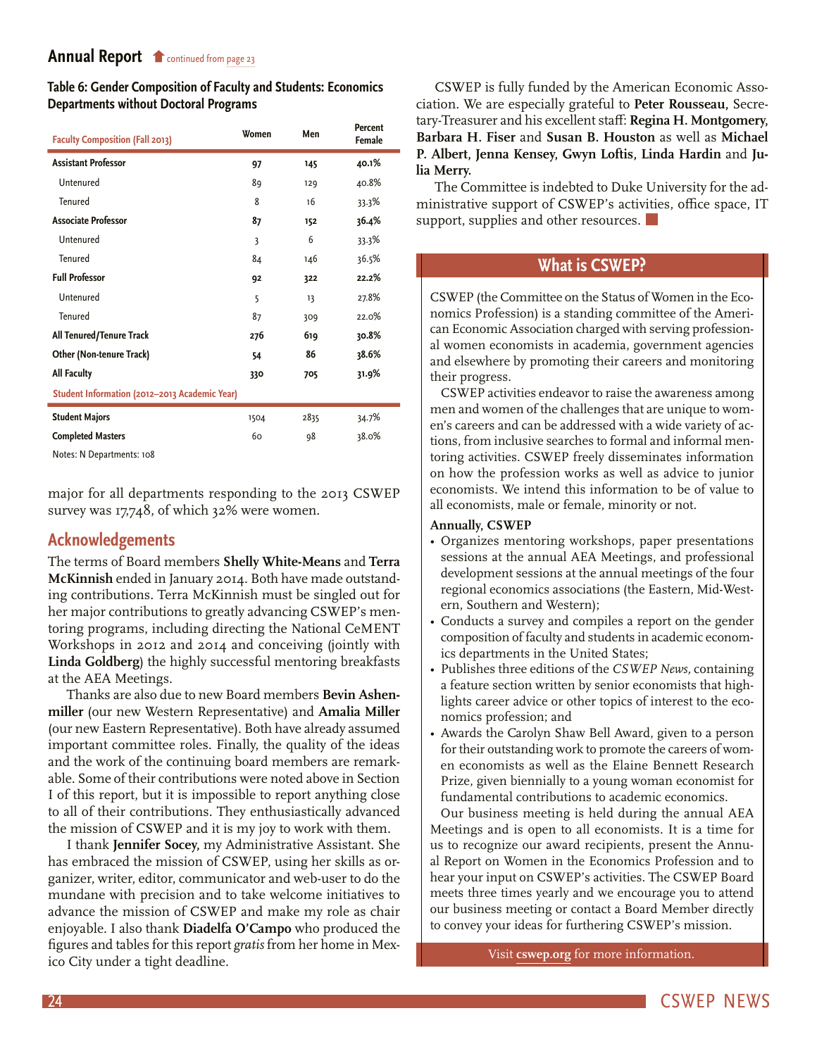## Annual Report continued from page 23

**Table 6: Gender Composition of Faculty and Students: Economics Departments without Doctoral Programs**

| Faculty Composition (Fall 2013) | Women | Men | Percent Female |
|---|---|---|---|
| **Assistant Professor** | **97** | **145** | **40.1%** |
| Untenured | 89 | 129 | 40.8% |
| Tenured | 8 | 16 | 33.3% |
| **Associate Professor** | **87** | **152** | **36.4%** |
| Untenured | 3 | 6 | 33.3% |
| Tenured | 84 | 146 | 36.5% |
| **Full Professor** | **92** | **322** | **22.2%** |
| Untenured | 5 | 13 | 27.8% |
| Tenured | 87 | 309 | 22.0% |
| **All Tenured/Tenure Track** | **276** | **619** | **30.8%** |
| **Other (Non-tenure Track)** | **54** | **86** | **38.6%** |
| **All Faculty** | **330** | **705** | **31.9%** |
| **Student Information (2012–2013 Academic Year)** | | | |
| **Student Majors** | 1504 | 2835 | 34.7% |
| **Completed Masters** | 60 | 98 | 38.0% |

Notes: N Departments: 108

major for all departments responding to the 2013 CSWEP survey was 17,748, of which 32% were women.

## Acknowledgements

The terms of Board members **Shelly White-Means** and **Terra McKinnish** ended in January 2014. Both have made outstanding contributions. Terra McKinnish must be singled out for her major contributions to greatly advancing CSWEP's mentoring programs, including directing the National CeMENT Workshops in 2012 and 2014 and conceiving (jointly with **Linda Goldberg**) the highly successful mentoring breakfasts at the AEA Meetings.

Thanks are also due to new Board members **Bevin Ashenmiller** (our new Western Representative) and **Amalia Miller** (our new Eastern Representative). Both have already assumed important committee roles. Finally, the quality of the ideas and the work of the continuing board members are remarkable. Some of their contributions were noted above in Section I of this report, but it is impossible to report anything close to all of their contributions. They enthusiastically advanced the mission of CSWEP and it is my joy to work with them.

I thank **Jennifer Socey**, my Administrative Assistant. She has embraced the mission of CSWEP, using her skills as organizer, writer, editor, communicator and web-user to do the mundane with precision and to take welcome initiatives to advance the mission of CSWEP and make my role as chair enjoyable. I also thank **Diadelfa O'Campo** who produced the figures and tables for this report *gratis* from her home in Mexico City under a tight deadline.

CSWEP is fully funded by the American Economic Association. We are especially grateful to **Peter Rousseau**, Secretary-Treasurer and his excellent staff: **Regina H. Montgomery**, **Barbara H. Fiser** and **Susan B. Houston** as well as **Michael P. Albert**, **Jenna Kensey**, **Gwyn Loftis**, **Linda Hardin** and **Julia Merry.**

The Committee is indebted to Duke University for the administrative support of CSWEP's activities, office space, IT support, supplies and other resources.

## What is CSWEP?

CSWEP (the Committee on the Status of Women in the Economics Profession) is a standing committee of the American Economic Association charged with serving professional women economists in academia, government agencies and elsewhere by promoting their careers and monitoring their progress.

CSWEP activities endeavor to raise the awareness among men and women of the challenges that are unique to women's careers and can be addressed with a wide variety of actions, from inclusive searches to formal and informal mentoring activities. CSWEP freely disseminates information on how the profession works as well as advice to junior economists. We intend this information to be of value to all economists, male or female, minority or not.

**Annually, CSWEP**

- Organizes mentoring workshops, paper presentations sessions at the annual AEA Meetings, and professional development sessions at the annual meetings of the four regional economics associations (the Eastern, Mid-Western, Southern and Western);
- Conducts a survey and compiles a report on the gender composition of faculty and students in academic economics departments in the United States;
- Publishes three editions of the *CSWEP News*, containing a feature section written by senior economists that highlights career advice or other topics of interest to the economics profession; and
- Awards the Carolyn Shaw Bell Award, given to a person for their outstanding work to promote the careers of women economists as well as the Elaine Bennett Research Prize, given biennially to a young woman economist for fundamental contributions to academic economics.

Our business meeting is held during the annual AEA Meetings and is open to all economists. It is a time for us to recognize our award recipients, present the Annual Report on Women in the Economics Profession and to hear your input on CSWEP's activities. The CSWEP Board meets three times yearly and we encourage you to attend our business meeting or contact a Board Member directly to convey your ideas for furthering CSWEP's mission.

Visit **cswep.org** for more information.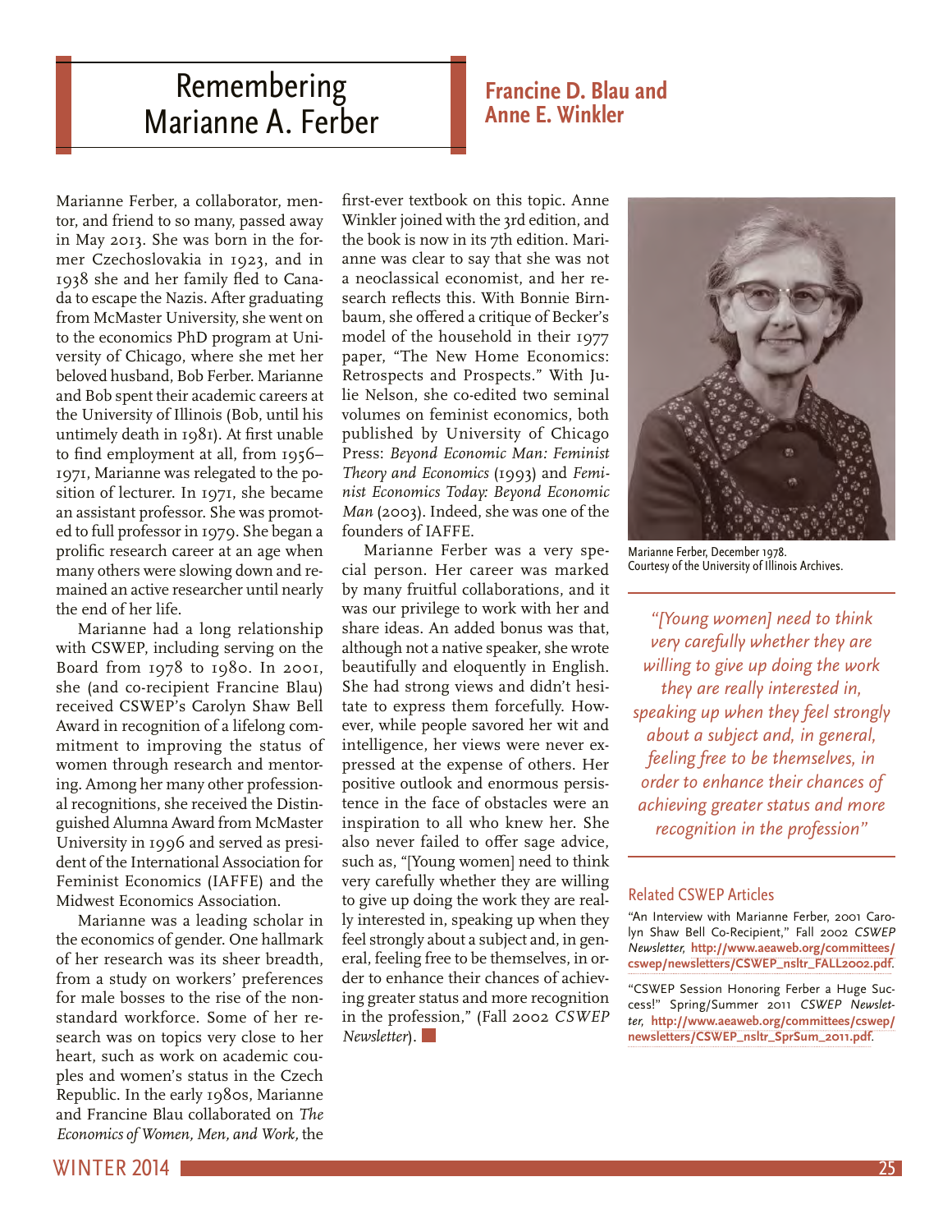# Remembering Marianne A. Ferber

**Francine D. Blau and Anne E. Winkler**

Marianne Ferber, a collaborator, mentor, and friend to so many, passed away in May 2013. She was born in the former Czechoslovakia in 1923, and in 1938 she and her family fled to Canada to escape the Nazis. After graduating from McMaster University, she went on to the economics PhD program at University of Chicago, where she met her beloved husband, Bob Ferber. Marianne and Bob spent their academic careers at the University of Illinois (Bob, until his untimely death in 1981). At first unable to find employment at all, from 1956–1971, Marianne was relegated to the position of lecturer. In 1971, she became an assistant professor. She was promoted to full professor in 1979. She began a prolific research career at an age when many others were slowing down and remained an active researcher until nearly the end of her life.

Marianne had a long relationship with CSWEP, including serving on the Board from 1978 to 1980. In 2001, she (and co-recipient Francine Blau) received CSWEP's Carolyn Shaw Bell Award in recognition of a lifelong commitment to improving the status of women through research and mentoring. Among her many other professional recognitions, she received the Distinguished Alumna Award from McMaster University in 1996 and served as president of the International Association for Feminist Economics (IAFFE) and the Midwest Economics Association.

Marianne was a leading scholar in the economics of gender. One hallmark of her research was its sheer breadth, from a study on workers' preferences for male bosses to the rise of the nonstandard workforce. Some of her research was on topics very close to her heart, such as work on academic couples and women's status in the Czech Republic. In the early 1980s, Marianne and Francine Blau collaborated on *The Economics of Women, Men, and Work*, the first-ever textbook on this topic. Anne Winkler joined with the 3rd edition, and the book is now in its 7th edition. Marianne was clear to say that she was not a neoclassical economist, and her research reflects this. With Bonnie Birnbaum, she offered a critique of Becker's model of the household in their 1977 paper, "The New Home Economics: Retrospects and Prospects." With Julie Nelson, she co-edited two seminal volumes on feminist economics, both published by University of Chicago Press: *Beyond Economic Man: Feminist Theory and Economics* (1993) and *Feminist Economics Today: Beyond Economic Man* (2003). Indeed, she was one of the founders of IAFFE.

Marianne Ferber was a very special person. Her career was marked by many fruitful collaborations, and it was our privilege to work with her and share ideas. An added bonus was that, although not a native speaker, she wrote beautifully and eloquently in English. She had strong views and didn't hesitate to express them forcefully. However, while people savored her wit and intelligence, her views were never expressed at the expense of others. Her positive outlook and enormous persistence in the face of obstacles were an inspiration to all who knew her. She also never failed to offer sage advice, such as, "[Young women] need to think very carefully whether they are willing to give up doing the work they are really interested in, speaking up when they feel strongly about a subject and, in general, feeling free to be themselves, in order to enhance their chances of achieving greater status and more recognition in the profession," (Fall 2002 *CSWEP Newsletter*).

Marianne Ferber, December 1978.
Courtesy of the University of Illinois Archives.

> *"[Young women] need to think very carefully whether they are willing to give up doing the work they are really interested in, speaking up when they feel strongly about a subject and, in general, feeling free to be themselves, in order to enhance their chances of achieving greater status and more recognition in the profession"*

### Related CSWEP Articles

"An Interview with Marianne Ferber, 2001 Carolyn Shaw Bell Co-Recipient," Fall 2002 *CSWEP Newsletter*, **http://www.aeaweb.org/committees/cswep/newsletters/CSWEP_nsltr_FALL2002.pdf**.

"CSWEP Session Honoring Ferber a Huge Success!" Spring/Summer 2011 *CSWEP Newsletter*, **http://www.aeaweb.org/committees/cswep/newsletters/CSWEP_nsltr_SprSum_2011.pdf**.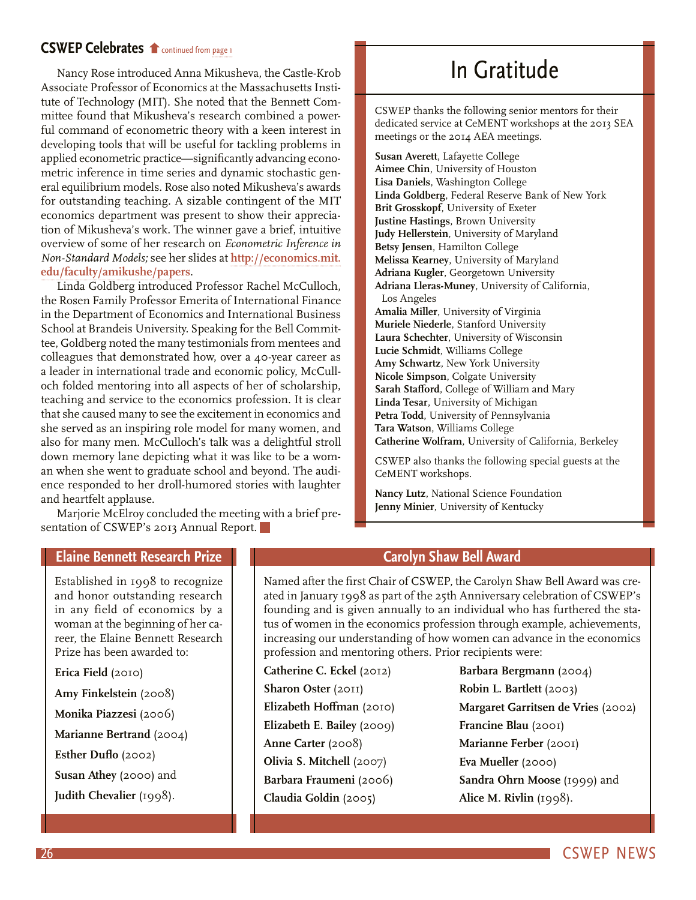## CSWEP Celebrates

continued from page 1

Nancy Rose introduced Anna Mikusheva, the Castle-Krob Associate Professor of Economics at the Massachusetts Institute of Technology (MIT). She noted that the Bennett Committee found that Mikusheva's research combined a powerful command of econometric theory with a keen interest in developing tools that will be useful for tackling problems in applied econometric practice—significantly advancing econometric inference in time series and dynamic stochastic general equilibrium models. Rose also noted Mikusheva's awards for outstanding teaching. A sizable contingent of the MIT economics department was present to show their appreciation of Mikusheva's work. The winner gave a brief, intuitive overview of some of her research on *Econometric Inference in Non-Standard Models;* see her slides at **http://economics.mit.edu/faculty/amikushe/papers**.

Linda Goldberg introduced Professor Rachel McCulloch, the Rosen Family Professor Emerita of International Finance in the Department of Economics and International Business School at Brandeis University. Speaking for the Bell Committee, Goldberg noted the many testimonials from mentees and colleagues that demonstrated how, over a 40-year career as a leader in international trade and economic policy, McCulloch folded mentoring into all aspects of her of scholarship, teaching and service to the economics profession. It is clear that she caused many to see the excitement in economics and she served as an inspiring role model for many women, and also for many men. McCulloch's talk was a delightful stroll down memory lane depicting what it was like to be a woman when she went to graduate school and beyond. The audience responded to her droll-humored stories with laughter and heartfelt applause.

Marjorie McElroy concluded the meeting with a brief presentation of CSWEP's 2013 Annual Report.

## In Gratitude

CSWEP thanks the following senior mentors for their dedicated service at CeMENT workshops at the 2013 SEA meetings or the 2014 AEA meetings.

**Susan Averett**, Lafayette College
**Aimee Chin**, University of Houston
**Lisa Daniels**, Washington College
**Linda Goldberg**, Federal Reserve Bank of New York
**Brit Grosskopf**, University of Exeter
**Justine Hastings**, Brown University
**Judy Hellerstein**, University of Maryland
**Betsy Jensen**, Hamilton College
**Melissa Kearney**, University of Maryland
**Adriana Kugler**, Georgetown University
**Adriana Lleras-Muney**, University of California, Los Angeles
**Amalia Miller**, University of Virginia
**Muriele Niederle**, Stanford University
**Laura Schechter**, University of Wisconsin
**Lucie Schmidt**, Williams College
**Amy Schwartz**, New York University
**Nicole Simpson**, Colgate University
**Sarah Stafford**, College of William and Mary
**Linda Tesar**, University of Michigan
**Petra Todd**, University of Pennsylvania
**Tara Watson**, Williams College
**Catherine Wolfram**, University of California, Berkeley

CSWEP also thanks the following special guests at the CeMENT workshops.

**Nancy Lutz**, National Science Foundation
**Jenny Minier**, University of Kentucky

## Elaine Bennett Research Prize

Established in 1998 to recognize and honor outstanding research in any field of economics by a woman at the beginning of her career, the Elaine Bennett Research Prize has been awarded to:

**Erica Field** (2010)

**Amy Finkelstein** (2008)

**Monika Piazzesi** (2006)

**Marianne Bertrand** (2004)

**Esther Duflo** (2002)

**Susan Athey** (2000) and

**Judith Chevalier** (1998).

## Carolyn Shaw Bell Award

Named after the first Chair of CSWEP, the Carolyn Shaw Bell Award was created in January 1998 as part of the 25th Anniversary celebration of CSWEP's founding and is given annually to an individual who has furthered the status of women in the economics profession through example, achievements, increasing our understanding of how women can advance in the economics profession and mentoring others. Prior recipients were:

**Catherine C. Eckel** (2012)

**Sharon Oster** (2011)

**Elizabeth Hoffman** (2010)

**Elizabeth E. Bailey** (2009)

**Anne Carter** (2008)

**Olivia S. Mitchell** (2007)

**Barbara Fraumeni** (2006)

**Claudia Goldin** (2005)

**Barbara Bergmann** (2004)

**Robin L. Bartlett** (2003)

**Margaret Garritsen de Vries** (2002)

**Francine Blau** (2001)

**Marianne Ferber** (2001)

**Eva Mueller** (2000)

**Sandra Ohrn Moose** (1999) and

**Alice M. Rivlin** (1998).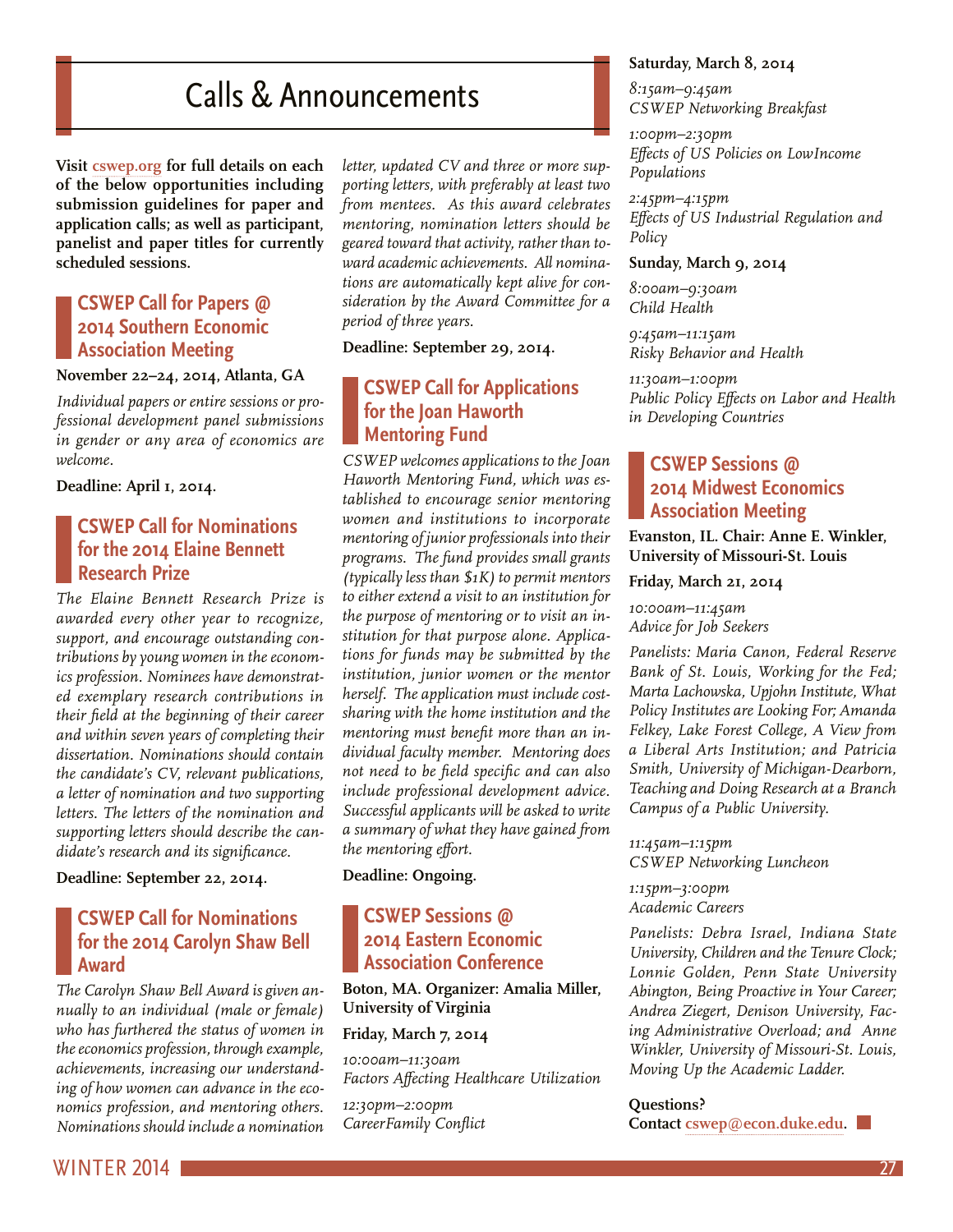# Calls & Announcements

**Visit cswep.org for full details on each of the below opportunities including submission guidelines for paper and application calls; as well as participant, panelist and paper titles for currently scheduled sessions.**

## CSWEP Call for Papers @ 2014 Southern Economic Association Meeting

**November 22–24, 2014, Atlanta, GA**

*Individual papers or entire sessions or professional development panel submissions in gender or any area of economics are welcome.*

**Deadline: April 1, 2014.**

## CSWEP Call for Nominations for the 2014 Elaine Bennett Research Prize

*The Elaine Bennett Research Prize is awarded every other year to recognize, support, and encourage outstanding contributions by young women in the economics profession. Nominees have demonstrated exemplary research contributions in their field at the beginning of their career and within seven years of completing their dissertation. Nominations should contain the candidate's CV, relevant publications, a letter of nomination and two supporting letters. The letters of the nomination and supporting letters should describe the candidate's research and its significance.*

**Deadline: September 22, 2014.**

## CSWEP Call for Nominations for the 2014 Carolyn Shaw Bell Award

*The Carolyn Shaw Bell Award is given annually to an individual (male or female) who has furthered the status of women in the economics profession, through example, achievements, increasing our understanding of how women can advance in the economics profession, and mentoring others. Nominations should include a nomination letter, updated CV and three or more supporting letters, with preferably at least two from mentees. As this award celebrates mentoring, nomination letters should be geared toward that activity, rather than toward academic achievements. All nominations are automatically kept alive for consideration by the Award Committee for a period of three years.*

**Deadline: September 29, 2014.**

## CSWEP Call for Applications for the Joan Haworth Mentoring Fund

*CSWEP welcomes applications to the Joan Haworth Mentoring Fund, which was established to encourage senior mentoring women and institutions to incorporate mentoring of junior professionals into their programs. The fund provides small grants (typically less than $1K) to permit mentors to either extend a visit to an institution for the purpose of mentoring or to visit an institution for that purpose alone. Applications for funds may be submitted by the institution, junior women or the mentor herself. The application must include cost-sharing with the home institution and the mentoring must benefit more than an individual faculty member. Mentoring does not need to be field specific and can also include professional development advice. Successful applicants will be asked to write a summary of what they have gained from the mentoring effort.*

**Deadline: Ongoing.**

## CSWEP Sessions @ 2014 Eastern Economic Association Conference

**Boton, MA. Organizer: Amalia Miller, University of Virginia**

**Friday, March 7, 2014**

*10:00am–11:30am*
*Factors Affecting Healthcare Utilization*

*12:30pm–2:00pm*
*CareerFamily Conflict*

**Saturday, March 8, 2014**

*8:15am–9:45am*
*CSWEP Networking Breakfast*

*1:00pm–2:30pm*
*Effects of US Policies on LowIncome Populations*

*2:45pm–4:15pm*
*Effects of US Industrial Regulation and Policy*

**Sunday, March 9, 2014**

*8:00am–9:30am*
*Child Health*

*9:45am–11:15am*
*Risky Behavior and Health*

*11:30am–1:00pm*
*Public Policy Effects on Labor and Health in Developing Countries*

## CSWEP Sessions @ 2014 Midwest Economics Association Meeting

**Evanston, IL. Chair: Anne E. Winkler, University of Missouri-St. Louis**

**Friday, March 21, 2014**

*10:00am–11:45am*
*Advice for Job Seekers*

*Panelists: Maria Canon, Federal Reserve Bank of St. Louis, Working for the Fed; Marta Lachowska, Upjohn Institute, What Policy Institutes are Looking For; Amanda Felkey, Lake Forest College, A View from a Liberal Arts Institution; and Patricia Smith, University of Michigan-Dearborn, Teaching and Doing Research at a Branch Campus of a Public University.*

*11:45am–1:15pm*
*CSWEP Networking Luncheon*

*1:15pm–3:00pm*
*Academic Careers*

*Panelists: Debra Israel, Indiana State University, Children and the Tenure Clock; Lonnie Golden, Penn State University Abington, Being Proactive in Your Career; Andrea Ziegert, Denison University, Facing Administrative Overload; and Anne Winkler, University of Missouri-St. Louis, Moving Up the Academic Ladder.*

**Questions?**
**Contact cswep@econ.duke.edu.**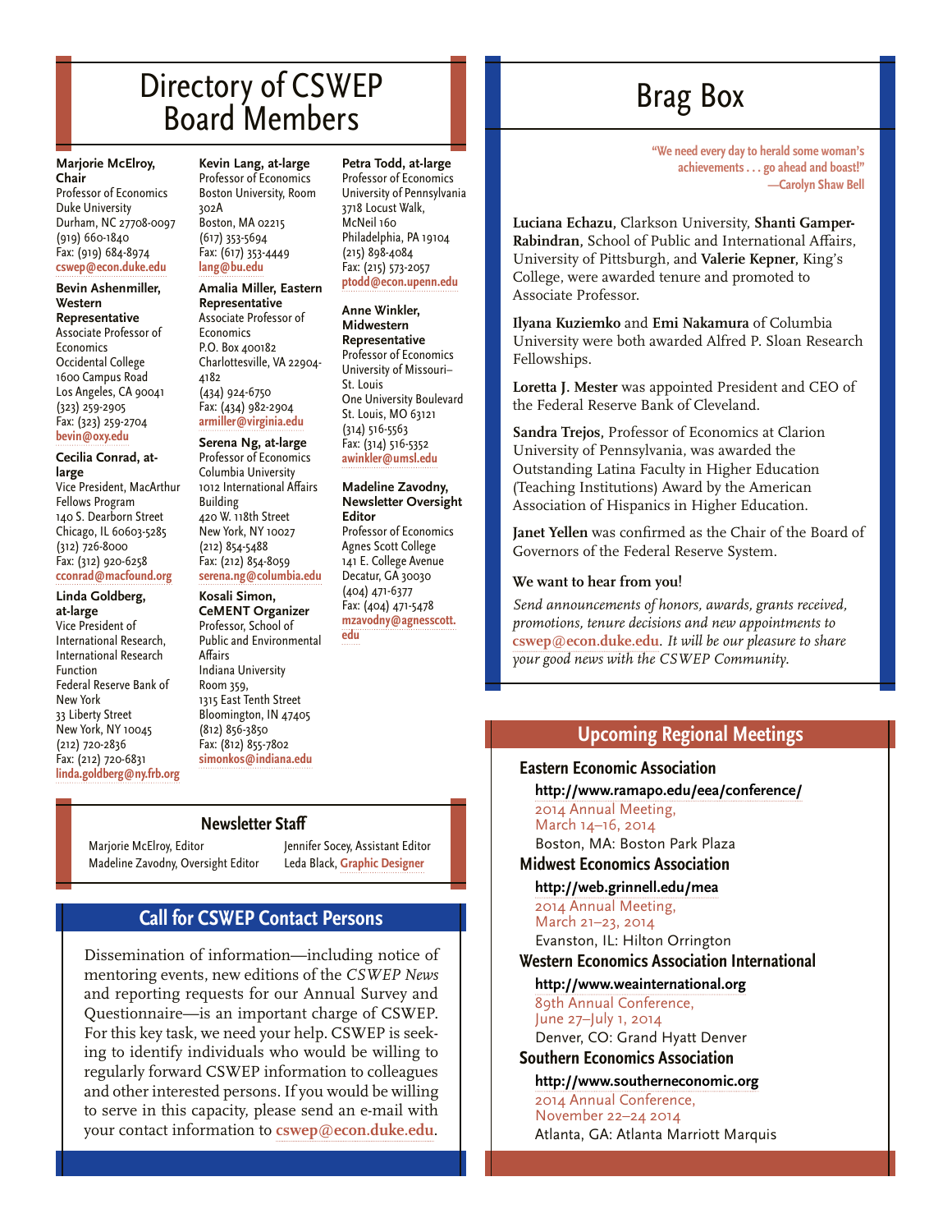# Directory of CSWEP Board Members

**Marjorie McElroy, Chair**
Professor of Economics
Duke University
Durham, NC 27708-0097
(919) 660-1840
Fax: (919) 684-8974
cswep@econ.duke.edu

**Bevin Ashenmiller, Western Representative**
Associate Professor of Economics
Occidental College
1600 Campus Road
Los Angeles, CA 90041
(323) 259-2905
Fax: (323) 259-2704
bevin@oxy.edu

**Cecilia Conrad, at-large**
Vice President, MacArthur Fellows Program
140 S. Dearborn Street
Chicago, IL 60603-5285
(312) 726-8000
Fax: (312) 920-6258
cconrad@macfound.org

**Linda Goldberg, at-large**
Vice President of International Research, International Research Function
Federal Reserve Bank of New York
33 Liberty Street
New York, NY 10045
(212) 720-2836
Fax: (212) 720-6831
linda.goldberg@ny.frb.org

**Kevin Lang, at-large**
Professor of Economics
Boston University, Room 302A
Boston, MA 02215
(617) 353-5694
Fax: (617) 353-4449
lang@bu.edu

**Amalia Miller, Eastern Representative**
Associate Professor of Economics
P.O. Box 400182
Charlottesville, VA 22904-4182
(434) 924-6750
Fax: (434) 982-2904
armiller@virginia.edu

**Serena Ng, at-large**
Professor of Economics
Columbia University
1012 International Affairs Building
420 W. 118th Street
New York, NY 10027
(212) 854-5488
Fax: (212) 854-8059
serena.ng@columbia.edu

**Kosali Simon, CeMENT Organizer**
Professor, School of Public and Environmental Affairs
Indiana University
Room 359,
1315 East Tenth Street
Bloomington, IN 47405
(812) 856-3850
Fax: (812) 855-7802
simonkos@indiana.edu

**Petra Todd, at-large**
Professor of Economics
University of Pennsylvania
3718 Locust Walk,
McNeil 160
Philadelphia, PA 19104
(215) 898-4084
Fax: (215) 573-2057
ptodd@econ.upenn.edu

**Anne Winkler, Midwestern Representative**
Professor of Economics
University of Missouri–St. Louis
One University Boulevard
St. Louis, MO 63121
(314) 516-5563
Fax: (314) 516-5352
awinkler@umsl.edu

**Madeline Zavodny, Newsletter Oversight Editor**
Professor of Economics
Agnes Scott College
141 E. College Avenue
Decatur, GA 30030
(404) 471-6377
Fax: (404) 471-5478
mzavodny@agnesscott.edu

## Newsletter Staff

Marjorie McElroy, Editor
Madeline Zavodny, Oversight Editor
Jennifer Socey, Assistant Editor
Leda Black, Graphic Designer

## Call for CSWEP Contact Persons

Dissemination of information—including notice of mentoring events, new editions of the *CSWEP News* and reporting requests for our Annual Survey and Questionnaire—is an important charge of CSWEP. For this key task, we need your help. CSWEP is seeking to identify individuals who would be willing to regularly forward CSWEP information to colleagues and other interested persons. If you would be willing to serve in this capacity, please send an e-mail with your contact information to **cswep@econ.duke.edu**.

# Brag Box

**"We need every day to herald some woman's achievements . . . go ahead and boast!" —Carolyn Shaw Bell**

**Luciana Echazu**, Clarkson University, **Shanti Gamper-Rabindran**, School of Public and International Affairs, University of Pittsburgh, and **Valerie Kepner**, King's College, were awarded tenure and promoted to Associate Professor.

**Ilyana Kuziemko** and **Emi Nakamura** of Columbia University were both awarded Alfred P. Sloan Research Fellowships.

**Loretta J. Mester** was appointed President and CEO of the Federal Reserve Bank of Cleveland.

**Sandra Trejos**, Professor of Economics at Clarion University of Pennsylvania, was awarded the Outstanding Latina Faculty in Higher Education (Teaching Institutions) Award by the American Association of Hispanics in Higher Education.

**Janet Yellen** was confirmed as the Chair of the Board of Governors of the Federal Reserve System.

**We want to hear from you!**

*Send announcements of honors, awards, grants received, promotions, tenure decisions and new appointments to* **cswep@econ.duke.edu**. *It will be our pleasure to share your good news with the CSWEP Community.*

## Upcoming Regional Meetings

**Eastern Economic Association**
**http://www.ramapo.edu/eea/conference/**
2014 Annual Meeting, March 14–16, 2014
Boston, MA: Boston Park Plaza

**Midwest Economics Association**
**http://web.grinnell.edu/mea**
2014 Annual Meeting, March 21–23, 2014
Evanston, IL: Hilton Orrington

**Western Economics Association International**
**http://www.weainternational.org**
89th Annual Conference, June 27–July 1, 2014
Denver, CO: Grand Hyatt Denver

**Southern Economics Association**
**http://www.southerneconomic.org**
2014 Annual Conference, November 22–24 2014
Atlanta, GA: Atlanta Marriott Marquis